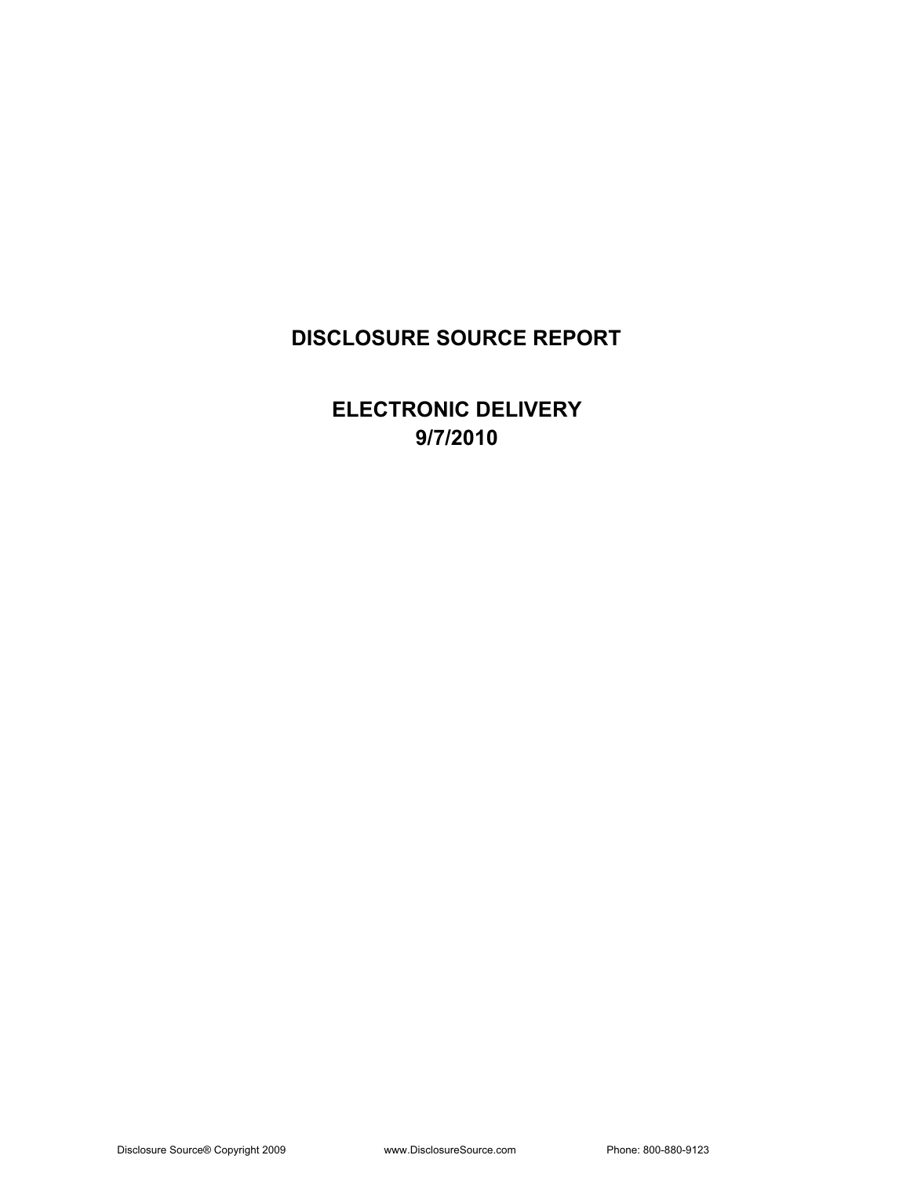# DISCLOSURE SOURCE REPORT

## ELECTRONIC DELIVERY
## 9/7/2010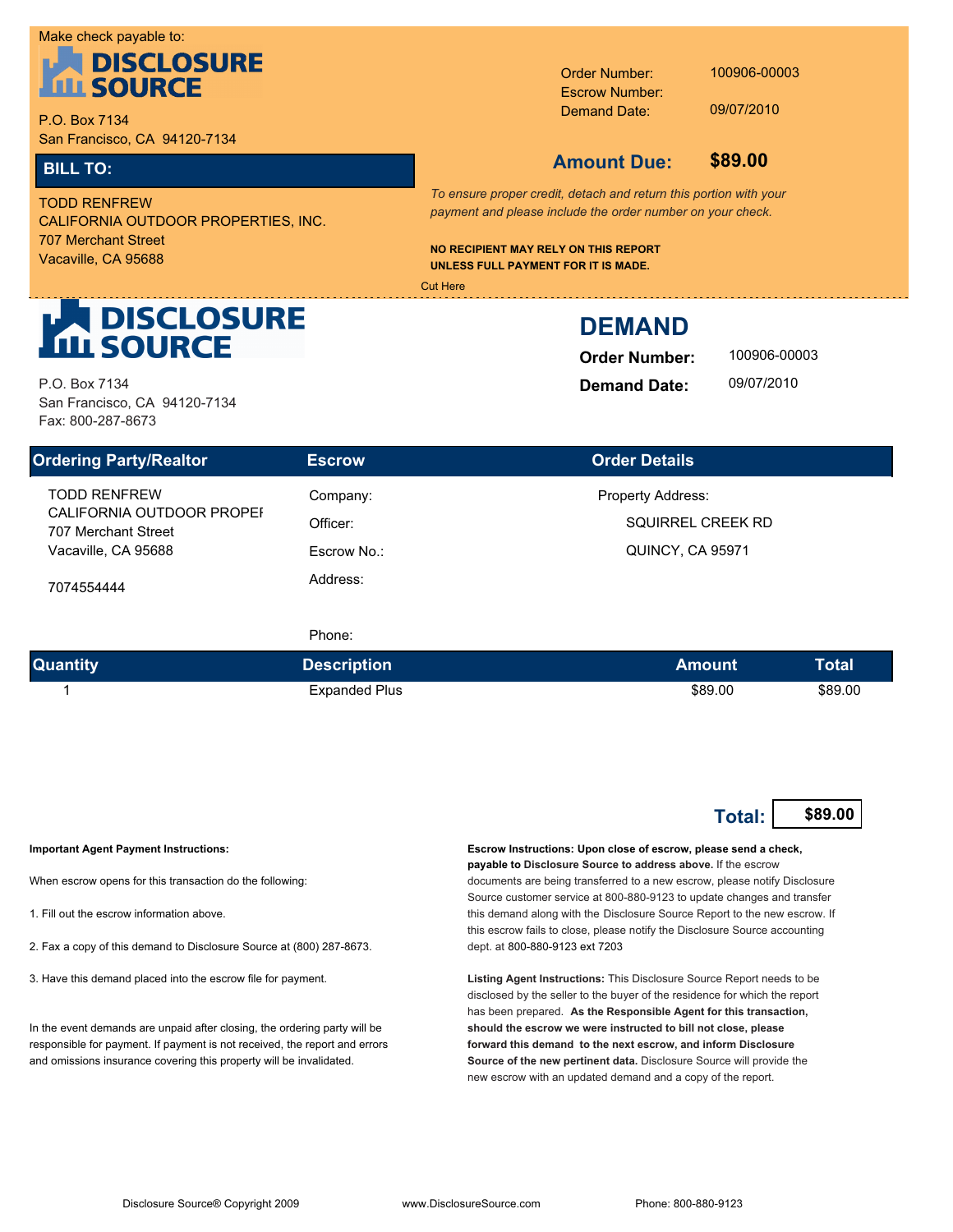Make check payable to:

**DISCLOSURE SOURCE**

P.O. Box 7134
San Francisco, CA 94120-7134

| | |
|---|---|
| Order Number: | 100906-00003 |
| Escrow Number: | |
| Demand Date: | 09/07/2010 |

**Amount Due: $89.00**

**BILL TO:**

TODD RENFREW
CALIFORNIA OUTDOOR PROPERTIES, INC.
707 Merchant Street
Vacaville, CA 95688

*To ensure proper credit, detach and return this portion with your payment and please include the order number on your check.*

**NO RECIPIENT MAY RELY ON THIS REPORT UNLESS FULL PAYMENT FOR IT IS MADE.**

Cut Here

---

**DISCLOSURE SOURCE**

P.O. Box 7134
San Francisco, CA 94120-7134
Fax: 800-287-8673

# DEMAND

**Order Number:** 100906-00003
**Demand Date:** 09/07/2010

| Ordering Party/Realtor | Escrow | Order Details |
|---|---|---|
| TODD RENFREW<br>CALIFORNIA OUTDOOR PROPEI<br>707 Merchant Street<br>Vacaville, CA 95688<br><br>7074554444 | Company:<br>Officer:<br>Escrow No.:<br>Address:<br><br>Phone: | Property Address:<br>SQUIRREL CREEK RD<br>QUINCY, CA 95971 |

| Quantity | Description | Amount | Total |
|---|---|---|---|
| 1 | Expanded Plus | $89.00 | $89.00 |

**Total: $89.00**

**Important Agent Payment Instructions:**

When escrow opens for this transaction do the following:

1. Fill out the escrow information above.

2. Fax a copy of this demand to Disclosure Source at (800) 287-8673.

3. Have this demand placed into the escrow file for payment.

In the event demands are unpaid after closing, the ordering party will be responsible for payment. If payment is not received, the report and errors and omissions insurance covering this property will be invalidated.

**Escrow Instructions: Upon close of escrow, please send a check, payable to Disclosure Source to address above.** If the escrow documents are being transferred to a new escrow, please notify Disclosure Source customer service at 800-880-9123 to update changes and transfer this demand along with the Disclosure Source Report to the new escrow. If this escrow fails to close, please notify the Disclosure Source accounting dept. at 800-880-9123 ext 7203

**Listing Agent Instructions:** This Disclosure Source Report needs to be disclosed by the seller to the buyer of the residence for which the report has been prepared. **As the Responsible Agent for this transaction, should the escrow we were instructed to bill not close, please forward this demand to the next escrow, and inform Disclosure Source of the new pertinent data.** Disclosure Source will provide the new escrow with an updated demand and a copy of the report.

Disclosure Source® Copyright 2009 www.DisclosureSource.com Phone: 800-880-9123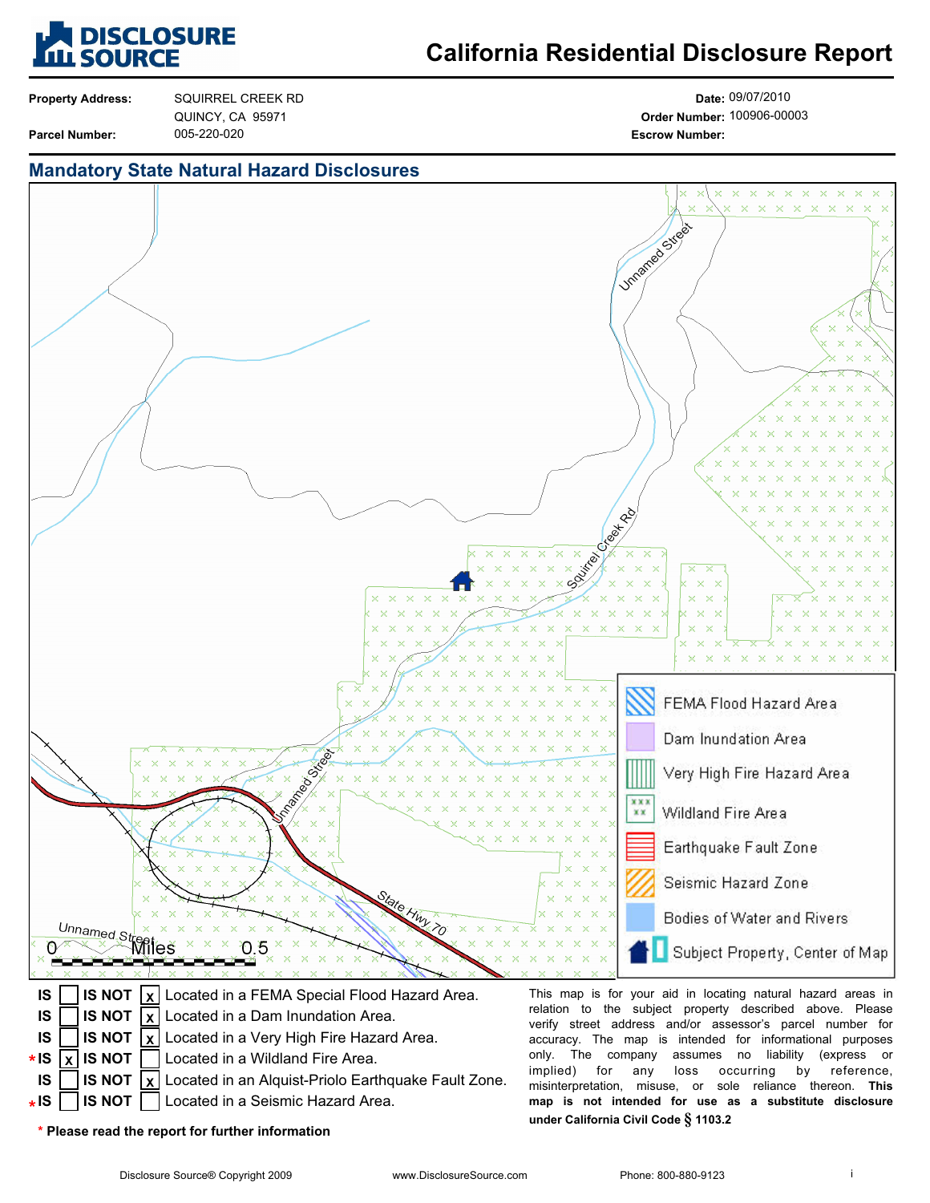# DISCLOSURE SOURCE

# California Residential Disclosure Report

| | | | |
|---|---|---|---|
| **Property Address:** | SQUIRREL CREEK RD | **Date:** | 09/07/2010 |
| | QUINCY, CA 95971 | **Order Number:** | 100906-00003 |
| **Parcel Number:** | 005-220-020 | **Escrow Number:** | |

## Mandatory State Natural Hazard Disclosures

Legend:
- FEMA Flood Hazard Area
- Dam Inundation Area
- Very High Fire Hazard Area
- Wildland Fire Area
- Earthquake Fault Zone
- Seismic Hazard Zone
- Bodies of Water and Rivers
- Subject Property, Center of Map

Scale: 0 Miles 0.5

| | | | | |
|---|---|---|---|---|
| IS | [ ] | IS NOT | [x] | Located in a FEMA Special Flood Hazard Area. |
| IS | [ ] | IS NOT | [x] | Located in a Dam Inundation Area. |
| IS | [ ] | IS NOT | [x] | Located in a Very High Fire Hazard Area. |
| *IS | [x] | IS NOT | [ ] | Located in a Wildland Fire Area. |
| IS | [ ] | IS NOT | [x] | Located in an Alquist-Priolo Earthquake Fault Zone. |
| *IS | [ ] | IS NOT | [ ] | Located in a Seismic Hazard Area. |

\* **Please read the report for further information**

This map is for your aid in locating natural hazard areas in relation to the subject property described above. Please verify street address and/or assessor's parcel number for accuracy. The map is intended for informational purposes only. The company assumes no liability (express or implied) for any loss occurring by reference, misinterpretation, misuse, or sole reliance thereon. **This map is not intended for use as a substitute disclosure under California Civil Code § 1103.2**

Disclosure Source® Copyright 2009 www.DisclosureSource.com Phone: 800-880-9123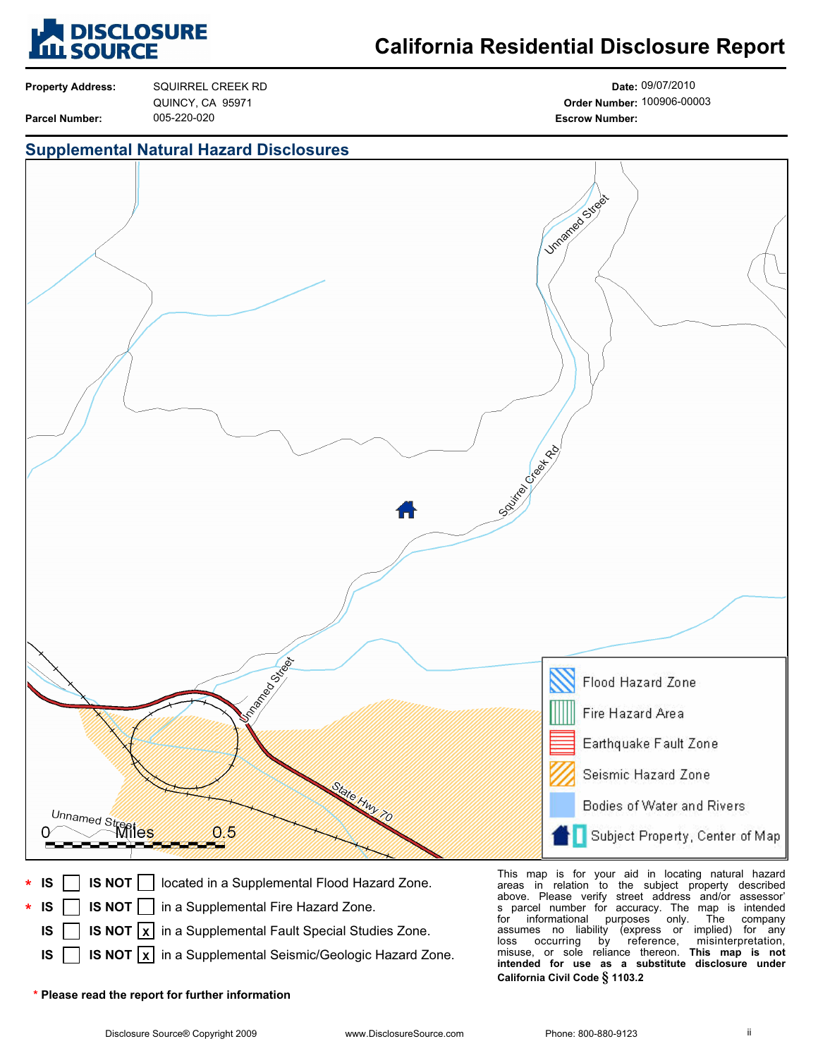# California Residential Disclosure Report

| | | | |
|---|---|---|---|
| **Property Address:** | SQUIRREL CREEK RD | **Date:** | 09/07/2010 |
| | QUINCY, CA 95971 | **Order Number:** | 100906-00003 |
| **Parcel Number:** | 005-220-020 | **Escrow Number:** | |

## Supplemental Natural Hazard Disclosures

Unnamed Street

Squirrel Creek Rd

Unnamed Street

State Hwy 70

Unnamed Street

0 Miles 0.5

- Flood Hazard Zone
- Fire Hazard Area
- Earthquake Fault Zone
- Seismic Hazard Zone
- Bodies of Water and Rivers
- Subject Property, Center of Map

| | | | | | |
|---|---|---|---|---|---|
| * | IS | [ ] | IS NOT | [ ] | located in a Supplemental Flood Hazard Zone. |
| * | IS | [ ] | IS NOT | [ ] | in a Supplemental Fire Hazard Zone. |
| | IS | [ ] | IS NOT | [x] | in a Supplemental Fault Special Studies Zone. |
| | IS | [ ] | IS NOT | [x] | in a Supplemental Seismic/Geologic Hazard Zone. |

\* **Please read the report for further information**

This map is for your aid in locating natural hazard areas in relation to the subject property described above. Please verify street address and/or assessor's parcel number for accuracy. The map is intended for informational purposes only. The company assumes no liability (express or implied) for any loss occurring by reference, misinterpretation, misuse, or sole reliance thereon. **This map is not intended for use as a substitute disclosure under California Civil Code § 1103.2**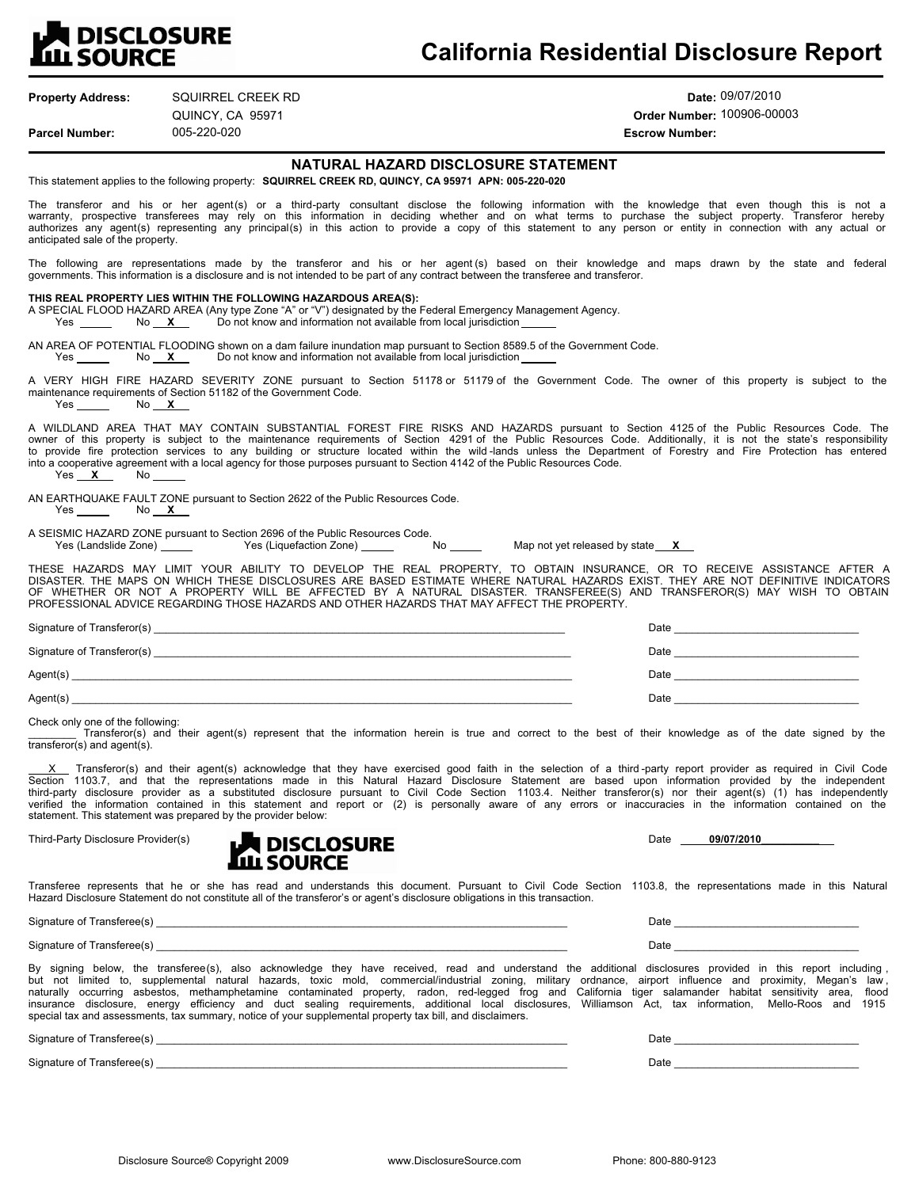**DISCLOSURE SOURCE**

# California Residential Disclosure Report

**Property Address:** SQUIRREL CREEK RD
QUINCY, CA 95971

**Parcel Number:** 005-220-020

**Date:** 09/07/2010

**Order Number:** 100906-00003

**Escrow Number:**

## NATURAL HAZARD DISCLOSURE STATEMENT

This statement applies to the following property: **SQUIRREL CREEK RD, QUINCY, CA 95971 APN: 005-220-020**

The transferor and his or her agent(s) or a third-party consultant disclose the following information with the knowledge that even though this is not a warranty, prospective transferees may rely on this information in deciding whether and on what terms to purchase the subject property. Transferor hereby authorizes any agent(s) representing any principal(s) in this action to provide a copy of this statement to any person or entity in connection with any actual or anticipated sale of the property.

The following are representations made by the transferor and his or her agent(s) based on their knowledge and maps drawn by the state and federal governments. This information is a disclosure and is not intended to be part of any contract between the transferee and transferor.

**THIS REAL PROPERTY LIES WITHIN THE FOLLOWING HAZARDOUS AREA(S):**

A SPECIAL FLOOD HAZARD AREA (Any type Zone "A" or "V") designated by the Federal Emergency Management Agency.
Yes _____ No __X__ Do not know and information not available from local jurisdiction _____

AN AREA OF POTENTIAL FLOODING shown on a dam failure inundation map pursuant to Section 8589.5 of the Government Code.
Yes _____ No __X__ Do not know and information not available from local jurisdiction _____

A VERY HIGH FIRE HAZARD SEVERITY ZONE pursuant to Section 51178 or 51179 of the Government Code. The owner of this property is subject to the maintenance requirements of Section 51182 of the Government Code.
Yes _____ No __X__

A WILDLAND AREA THAT MAY CONTAIN SUBSTANTIAL FOREST FIRE RISKS AND HAZARDS pursuant to Section 4125 of the Public Resources Code. The owner of this property is subject to the maintenance requirements of Section 4291 of the Public Resources Code. Additionally, it is not the state's responsibility to provide fire protection services to any building or structure located within the wild-lands unless the Department of Forestry and Fire Protection has entered into a cooperative agreement with a local agency for those purposes pursuant to Section 4142 of the Public Resources Code.
Yes __X__ No _____

AN EARTHQUAKE FAULT ZONE pursuant to Section 2622 of the Public Resources Code.
Yes _____ No __X__

A SEISMIC HAZARD ZONE pursuant to Section 2696 of the Public Resources Code.
Yes (Landslide Zone) _____ Yes (Liquefaction Zone) _____ No _____ Map not yet released by state __X__

THESE HAZARDS MAY LIMIT YOUR ABILITY TO DEVELOP THE REAL PROPERTY, TO OBTAIN INSURANCE, OR TO RECEIVE ASSISTANCE AFTER A DISASTER. THE MAPS ON WHICH THESE DISCLOSURES ARE BASED ESTIMATE WHERE NATURAL HAZARDS EXIST. THEY ARE NOT DEFINITIVE INDICATORS OF WHETHER OR NOT A PROPERTY WILL BE AFFECTED BY A NATURAL DISASTER. TRANSFEREE(S) AND TRANSFEROR(S) MAY WISH TO OBTAIN PROFESSIONAL ADVICE REGARDING THOSE HAZARDS AND OTHER HAZARDS THAT MAY AFFECT THE PROPERTY.

Signature of Transferor(s) ________________________________ Date ________________

Signature of Transferor(s) ________________________________ Date ________________

Agent(s) ________________________________ Date ________________

Agent(s) ________________________________ Date ________________

Check only one of the following:

________ Transferor(s) and their agent(s) represent that the information herein is true and correct to the best of their knowledge as of the date signed by the transferor(s) and agent(s).

__X__ Transferor(s) and their agent(s) acknowledge that they have exercised good faith in the selection of a third-party report provider as required in Civil Code Section 1103.7, and that the representations made in this Natural Hazard Disclosure Statement are based upon information provided by the independent third-party disclosure provider as a substituted disclosure pursuant to Civil Code Section 1103.4. Neither transferor(s) nor their agent(s) (1) has independently verified the information contained in this statement and report or (2) is personally aware of any errors or inaccuracies in the information contained on the statement. This statement was prepared by the provider below:

Third-Party Disclosure Provider(s) **DISCLOSURE SOURCE** Date **09/07/2010**

Transferee represents that he or she has read and understands this document. Pursuant to Civil Code Section 1103.8, the representations made in this Natural Hazard Disclosure Statement do not constitute all of the transferor's or agent's disclosure obligations in this transaction.

Signature of Transferee(s) ________________________________ Date ________________

Signature of Transferee(s) ________________________________ Date ________________

By signing below, the transferee(s), also acknowledge they have received, read and understand the additional disclosures provided in this report including, but not limited to, supplemental natural hazards, toxic mold, commercial/industrial zoning, military ordnance, airport influence and proximity, Megan's law, naturally occurring asbestos, methamphetamine contaminated property, radon, red-legged frog and California tiger salamander habitat sensitivity area, flood insurance disclosure, energy efficiency and duct sealing requirements, additional local disclosures, Williamson Act, tax information, Mello-Roos and 1915 special tax and assessments, tax summary, notice of your supplemental property tax bill, and disclaimers.

Signature of Transferee(s) ________________________________ Date ________________

Signature of Transferee(s) ________________________________ Date ________________

Disclosure Source® Copyright 2009 www.DisclosureSource.com Phone: 800-880-9123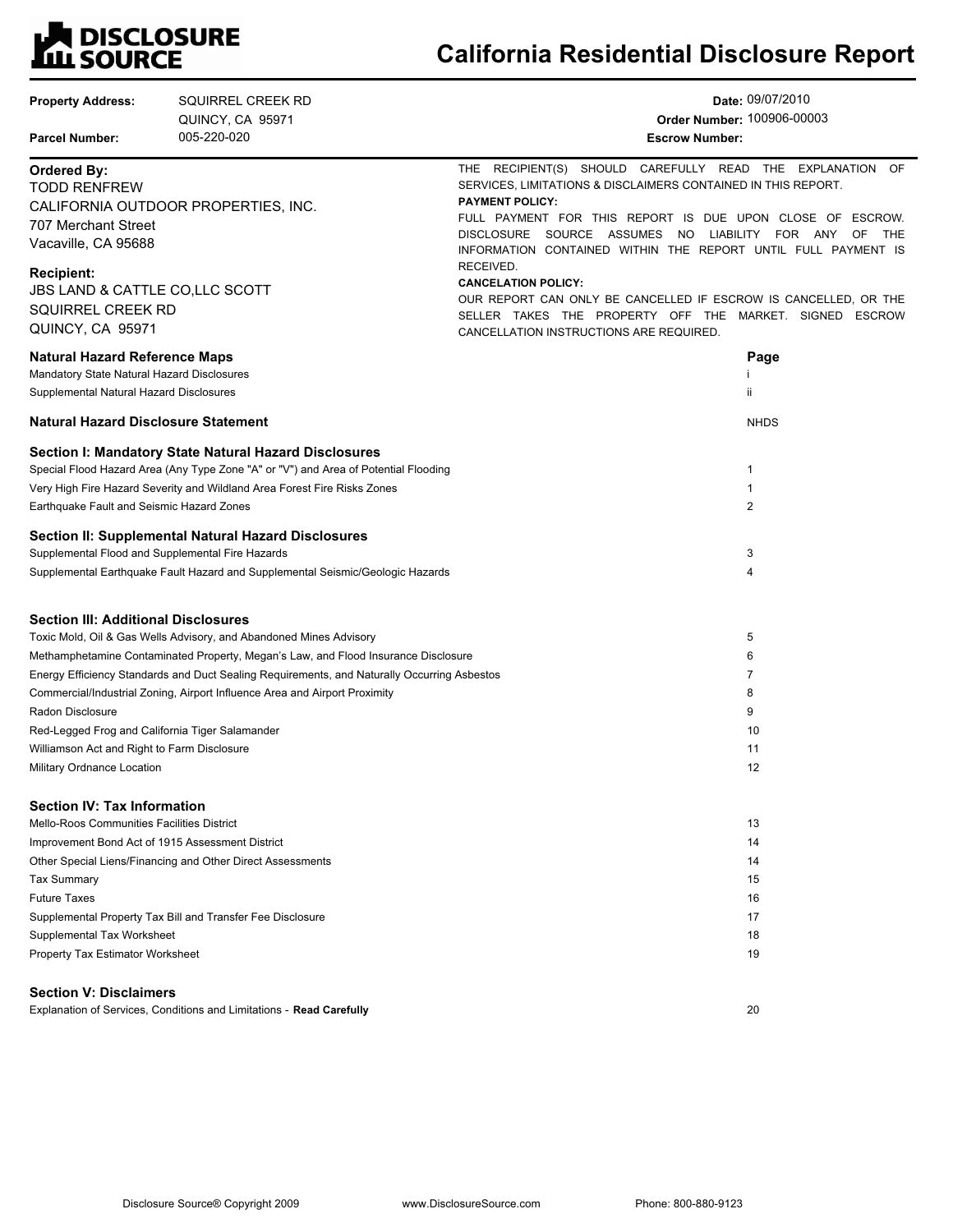# DISCLOSURE SOURCE

# California Residential Disclosure Report

**Property Address:** SQUIRREL CREEK RD
QUINCY, CA 95971

**Parcel Number:** 005-220-020

**Date:** 09/07/2010
**Order Number:** 100906-00003
**Escrow Number:**

**Ordered By:**
TODD RENFREW
CALIFORNIA OUTDOOR PROPERTIES, INC.
707 Merchant Street
Vacaville, CA 95688

**Recipient:**
JBS LAND & CATTLE CO,LLC SCOTT
SQUIRREL CREEK RD
QUINCY, CA 95971

THE RECIPIENT(S) SHOULD CAREFULLY READ THE EXPLANATION OF SERVICES, LIMITATIONS & DISCLAIMERS CONTAINED IN THIS REPORT.

**PAYMENT POLICY:**
FULL PAYMENT FOR THIS REPORT IS DUE UPON CLOSE OF ESCROW. DISCLOSURE SOURCE ASSUMES NO LIABILITY FOR ANY OF THE INFORMATION CONTAINED WITHIN THE REPORT UNTIL FULL PAYMENT IS RECEIVED.

**CANCELATION POLICY:**
OUR REPORT CAN ONLY BE CANCELLED IF ESCROW IS CANCELLED, OR THE SELLER TAKES THE PROPERTY OFF THE MARKET. SIGNED ESCROW CANCELLATION INSTRUCTIONS ARE REQUIRED.

| **Natural Hazard Reference Maps** | **Page** |
|---|---|
| Mandatory State Natural Hazard Disclosures | i |
| Supplemental Natural Hazard Disclosures | ii |
| **Natural Hazard Disclosure Statement** | NHDS |
| **Section I: Mandatory State Natural Hazard Disclosures** | |
| Special Flood Hazard Area (Any Type Zone "A" or "V") and Area of Potential Flooding | 1 |
| Very High Fire Hazard Severity and Wildland Area Forest Fire Risks Zones | 1 |
| Earthquake Fault and Seismic Hazard Zones | 2 |
| **Section II: Supplemental Natural Hazard Disclosures** | |
| Supplemental Flood and Supplemental Fire Hazards | 3 |
| Supplemental Earthquake Fault Hazard and Supplemental Seismic/Geologic Hazards | 4 |
| **Section III: Additional Disclosures** | |
| Toxic Mold, Oil & Gas Wells Advisory, and Abandoned Mines Advisory | 5 |
| Methamphetamine Contaminated Property, Megan's Law, and Flood Insurance Disclosure | 6 |
| Energy Efficiency Standards and Duct Sealing Requirements, and Naturally Occurring Asbestos | 7 |
| Commercial/Industrial Zoning, Airport Influence Area and Airport Proximity | 8 |
| Radon Disclosure | 9 |
| Red-Legged Frog and California Tiger Salamander | 10 |
| Williamson Act and Right to Farm Disclosure | 11 |
| Military Ordnance Location | 12 |
| **Section IV: Tax Information** | |
| Mello-Roos Communities Facilities District | 13 |
| Improvement Bond Act of 1915 Assessment District | 14 |
| Other Special Liens/Financing and Other Direct Assessments | 14 |
| Tax Summary | 15 |
| Future Taxes | 16 |
| Supplemental Property Tax Bill and Transfer Fee Disclosure | 17 |
| Supplemental Tax Worksheet | 18 |
| Property Tax Estimator Worksheet | 19 |
| **Section V: Disclaimers** | |
| Explanation of Services, Conditions and Limitations - **Read Carefully** | 20 |

Disclosure Source® Copyright 2009 www.DisclosureSource.com Phone: 800-880-9123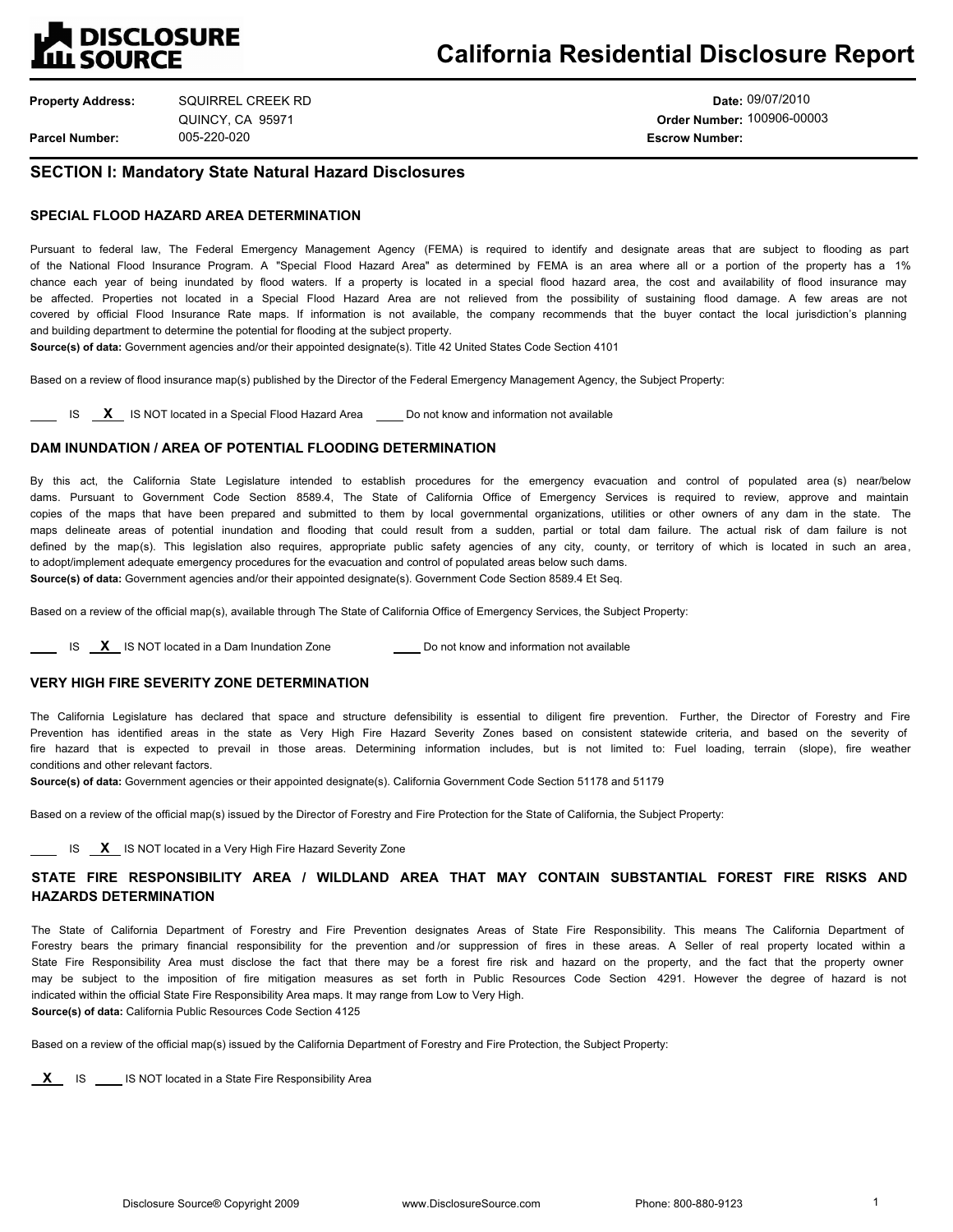**DISCLOSURE SOURCE**

# California Residential Disclosure Report

| | | | |
|---|---|---|---|
| **Property Address:** | SQUIRREL CREEK RD QUINCY, CA 95971 | **Date:** | 09/07/2010 |
| | | **Order Number:** | 100906-00003 |
| **Parcel Number:** | 005-220-020 | **Escrow Number:** | |

## SECTION I: Mandatory State Natural Hazard Disclosures

### SPECIAL FLOOD HAZARD AREA DETERMINATION

Pursuant to federal law, The Federal Emergency Management Agency (FEMA) is required to identify and designate areas that are subject to flooding as part of the National Flood Insurance Program. A "Special Flood Hazard Area" as determined by FEMA is an area where all or a portion of the property has a 1% chance each year of being inundated by flood waters. If a property is located in a special flood hazard area, the cost and availability of flood insurance may be affected. Properties not located in a Special Flood Hazard Area are not relieved from the possibility of sustaining flood damage. A few areas are not covered by official Flood Insurance Rate maps. If information is not available, the company recommends that the buyer contact the local jurisdiction's planning and building department to determine the potential for flooding at the subject property.

**Source(s) of data:** Government agencies and/or their appointed designate(s). Title 42 United States Code Section 4101

Based on a review of flood insurance map(s) published by the Director of the Federal Emergency Management Agency, the Subject Property:

____ IS __X__ IS NOT located in a Special Flood Hazard Area ____ Do not know and information not available

### DAM INUNDATION / AREA OF POTENTIAL FLOODING DETERMINATION

By this act, the California State Legislature intended to establish procedures for the emergency evacuation and control of populated area (s) near/below dams. Pursuant to Government Code Section 8589.4, The State of California Office of Emergency Services is required to review, approve and maintain copies of the maps that have been prepared and submitted to them by local governmental organizations, utilities or other owners of any dam in the state. The maps delineate areas of potential inundation and flooding that could result from a sudden, partial or total dam failure. The actual risk of dam failure is not defined by the map(s). This legislation also requires, appropriate public safety agencies of any city, county, or territory of which is located in such an area, to adopt/implement adequate emergency procedures for the evacuation and control of populated areas below such dams.

**Source(s) of data:** Government agencies and/or their appointed designate(s). Government Code Section 8589.4 Et Seq.

Based on a review of the official map(s), available through The State of California Office of Emergency Services, the Subject Property:

____ IS __X__ IS NOT located in a Dam Inundation Zone ____ Do not know and information not available

### VERY HIGH FIRE SEVERITY ZONE DETERMINATION

The California Legislature has declared that space and structure defensibility is essential to diligent fire prevention. Further, the Director of Forestry and Fire Prevention has identified areas in the state as Very High Fire Hazard Severity Zones based on consistent statewide criteria, and based on the severity of fire hazard that is expected to prevail in those areas. Determining information includes, but is not limited to: Fuel loading, terrain (slope), fire weather conditions and other relevant factors.

**Source(s) of data:** Government agencies or their appointed designate(s). California Government Code Section 51178 and 51179

Based on a review of the official map(s) issued by the Director of Forestry and Fire Protection for the State of California, the Subject Property:

____ IS __X__ IS NOT located in a Very High Fire Hazard Severity Zone

### STATE FIRE RESPONSIBILITY AREA / WILDLAND AREA THAT MAY CONTAIN SUBSTANTIAL FOREST FIRE RISKS AND HAZARDS DETERMINATION

The State of California Department of Forestry and Fire Prevention designates Areas of State Fire Responsibility. This means The California Department of Forestry bears the primary financial responsibility for the prevention and/or suppression of fires in these areas. A Seller of real property located within a State Fire Responsibility Area must disclose the fact that there may be a forest fire risk and hazard on the property, and the fact that the property owner may be subject to the imposition of fire mitigation measures as set forth in Public Resources Code Section 4291. However the degree of hazard is not indicated within the official State Fire Responsibility Area maps. It may range from Low to Very High.

**Source(s) of data:** California Public Resources Code Section 4125

Based on a review of the official map(s) issued by the California Department of Forestry and Fire Protection, the Subject Property:

__X__ IS ____ IS NOT located in a State Fire Responsibility Area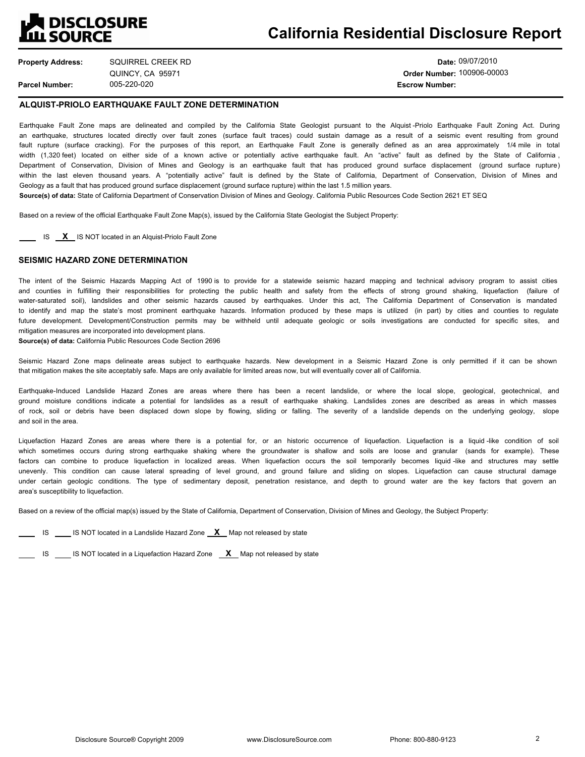**DISCLOSURE SOURCE**

# California Residential Disclosure Report

| | | | |
|---|---|---|---|
| **Property Address:** | SQUIRREL CREEK RD<br>QUINCY, CA 95971 | **Date:** | 09/07/2010 |
| | | **Order Number:** | 100906-00003 |
| **Parcel Number:** | 005-220-020 | **Escrow Number:** | |

## ALQUIST-PRIOLO EARTHQUAKE FAULT ZONE DETERMINATION

Earthquake Fault Zone maps are delineated and compiled by the California State Geologist pursuant to the Alquist-Priolo Earthquake Fault Zoning Act. During an earthquake, structures located directly over fault zones (surface fault traces) could sustain damage as a result of a seismic event resulting from ground fault rupture (surface cracking). For the purposes of this report, an Earthquake Fault Zone is generally defined as an area approximately 1/4 mile in total width (1,320 feet) located on either side of a known active or potentially active earthquake fault. An "active" fault as defined by the State of California, Department of Conservation, Division of Mines and Geology is an earthquake fault that has produced ground surface displacement (ground surface rupture) within the last eleven thousand years. A "potentially active" fault is defined by the State of California, Department of Conservation, Division of Mines and Geology as a fault that has produced ground surface displacement (ground surface rupture) within the last 1.5 million years.

**Source(s) of data:** State of California Department of Conservation Division of Mines and Geology. California Public Resources Code Section 2621 ET SEQ

Based on a review of the official Earthquake Fault Zone Map(s), issued by the California State Geologist the Subject Property:

____ IS __X__ IS NOT located in an Alquist-Priolo Fault Zone

## SEISMIC HAZARD ZONE DETERMINATION

The intent of the Seismic Hazards Mapping Act of 1990 is to provide for a statewide seismic hazard mapping and technical advisory program to assist cities and counties in fulfilling their responsibilities for protecting the public health and safety from the effects of strong ground shaking, liquefaction (failure of water-saturated soil), landslides and other seismic hazards caused by earthquakes. Under this act, The California Department of Conservation is mandated to identify and map the state's most prominent earthquake hazards. Information produced by these maps is utilized (in part) by cities and counties to regulate future development. Development/Construction permits may be withheld until adequate geologic or soils investigations are conducted for specific sites, and mitigation measures are incorporated into development plans.

**Source(s) of data:** California Public Resources Code Section 2696

Seismic Hazard Zone maps delineate areas subject to earthquake hazards. New development in a Seismic Hazard Zone is only permitted if it can be shown that mitigation makes the site acceptably safe. Maps are only available for limited areas now, but will eventually cover all of California.

Earthquake-Induced Landslide Hazard Zones are areas where there has been a recent landslide, or where the local slope, geological, geotechnical, and ground moisture conditions indicate a potential for landslides as a result of earthquake shaking. Landslides zones are described as areas in which masses of rock, soil or debris have been displaced down slope by flowing, sliding or falling. The severity of a landslide depends on the underlying geology, slope and soil in the area.

Liquefaction Hazard Zones are areas where there is a potential for, or an historic occurrence of liquefaction. Liquefaction is a liquid-like condition of soil which sometimes occurs during strong earthquake shaking where the groundwater is shallow and soils are loose and granular (sands for example). These factors can combine to produce liquefaction in localized areas. When liquefaction occurs the soil temporarily becomes liquid-like and structures may settle unevenly. This condition can cause lateral spreading of level ground, and ground failure and sliding on slopes. Liquefaction can cause structural damage under certain geologic conditions. The type of sedimentary deposit, penetration resistance, and depth to ground water are the key factors that govern an area's susceptibility to liquefaction.

Based on a review of the official map(s) issued by the State of California, Department of Conservation, Division of Mines and Geology, the Subject Property:

____ IS ____ IS NOT located in a Landslide Hazard Zone __X__ Map not released by state

____ IS ____ IS NOT located in a Liquefaction Hazard Zone __X__ Map not released by state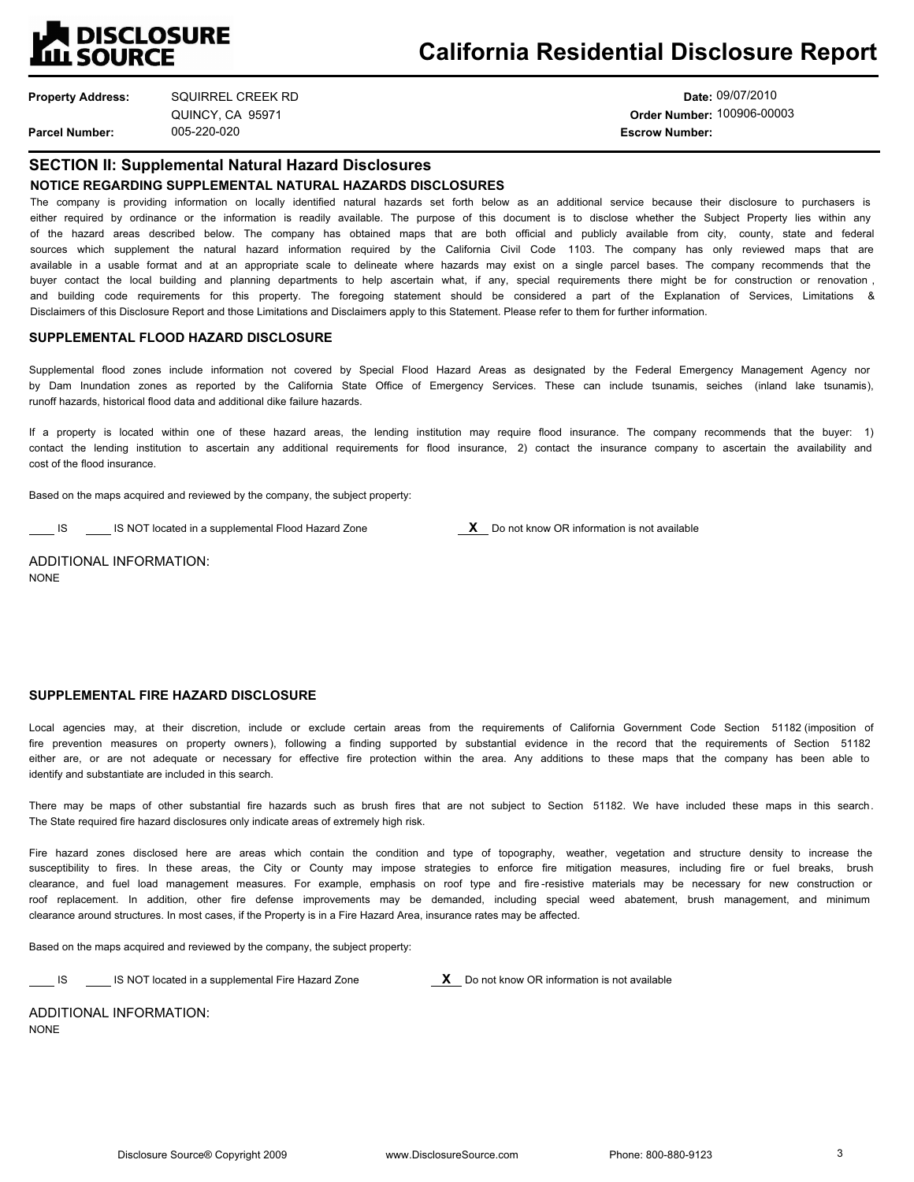# California Residential Disclosure Report

**Property Address:** SQUIRREL CREEK RD
QUINCY, CA 95971

**Parcel Number:** 005-220-020

**Date:** 09/07/2010

**Order Number:** 100906-00003

**Escrow Number:**

## SECTION II: Supplemental Natural Hazard Disclosures

### NOTICE REGARDING SUPPLEMENTAL NATURAL HAZARDS DISCLOSURES

The company is providing information on locally identified natural hazards set forth below as an additional service because their disclosure to purchasers is either required by ordinance or the information is readily available. The purpose of this document is to disclose whether the Subject Property lies within any of the hazard areas described below. The company has obtained maps that are both official and publicly available from city, county, state and federal sources which supplement the natural hazard information required by the California Civil Code 1103. The company has only reviewed maps that are available in a usable format and at an appropriate scale to delineate where hazards may exist on a single parcel bases. The company recommends that the buyer contact the local building and planning departments to help ascertain what, if any, special requirements there might be for construction or renovation, and building code requirements for this property. The foregoing statement should be considered a part of the Explanation of Services, Limitations & Disclaimers of this Disclosure Report and those Limitations and Disclaimers apply to this Statement. Please refer to them for further information.

### SUPPLEMENTAL FLOOD HAZARD DISCLOSURE

Supplemental flood zones include information not covered by Special Flood Hazard Areas as designated by the Federal Emergency Management Agency nor by Dam Inundation zones as reported by the California State Office of Emergency Services. These can include tsunamis, seiches (inland lake tsunamis), runoff hazards, historical flood data and additional dike failure hazards.

If a property is located within one of these hazard areas, the lending institution may require flood insurance. The company recommends that the buyer: 1) contact the lending institution to ascertain any additional requirements for flood insurance, 2) contact the insurance company to ascertain the availability and cost of the flood insurance.

Based on the maps acquired and reviewed by the company, the subject property:

\_\_\_\_ IS  \_\_\_\_ IS NOT located in a supplemental Flood Hazard Zone  **X** Do not know OR information is not available

ADDITIONAL INFORMATION:
NONE

### SUPPLEMENTAL FIRE HAZARD DISCLOSURE

Local agencies may, at their discretion, include or exclude certain areas from the requirements of California Government Code Section 51182 (imposition of fire prevention measures on property owners), following a finding supported by substantial evidence in the record that the requirements of Section 51182 either are, or are not adequate or necessary for effective fire protection within the area. Any additions to these maps that the company has been able to identify and substantiate are included in this search.

There may be maps of other substantial fire hazards such as brush fires that are not subject to Section 51182. We have included these maps in this search. The State required fire hazard disclosures only indicate areas of extremely high risk.

Fire hazard zones disclosed here are areas which contain the condition and type of topography, weather, vegetation and structure density to increase the susceptibility to fires. In these areas, the City or County may impose strategies to enforce fire mitigation measures, including fire or fuel breaks, brush clearance, and fuel load management measures. For example, emphasis on roof type and fire-resistive materials may be necessary for new construction or roof replacement. In addition, other fire defense improvements may be demanded, including special weed abatement, brush management, and minimum clearance around structures. In most cases, if the Property is in a Fire Hazard Area, insurance rates may be affected.

Based on the maps acquired and reviewed by the company, the subject property:

\_\_\_\_ IS  \_\_\_\_ IS NOT located in a supplemental Fire Hazard Zone  **X** Do not know OR information is not available

ADDITIONAL INFORMATION:
NONE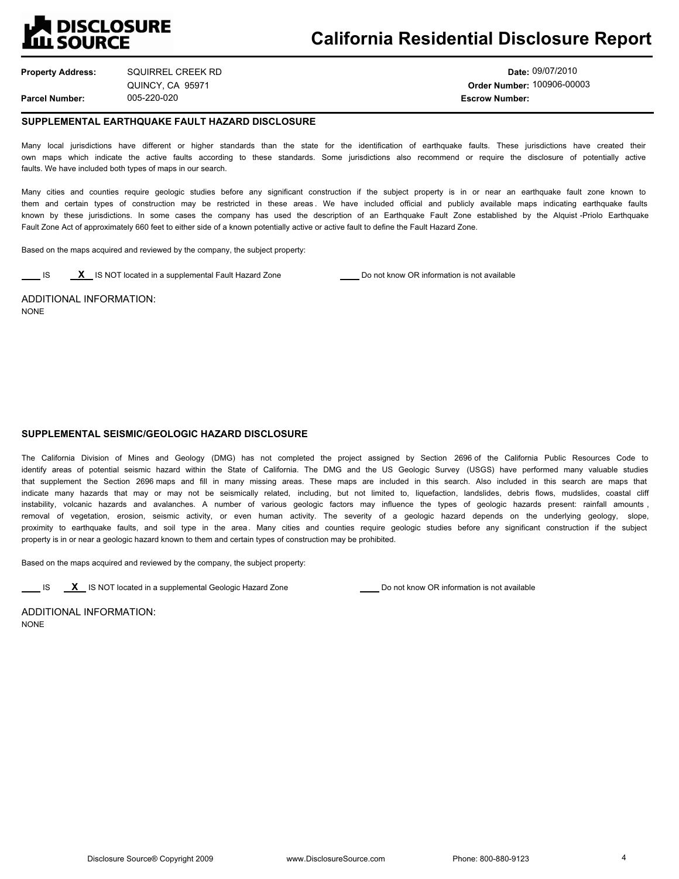# California Residential Disclosure Report

**Property Address:** SQUIRREL CREEK RD
QUINCY, CA 95971
**Parcel Number:** 005-220-020

**Date:** 09/07/2010
**Order Number:** 100906-00003
**Escrow Number:**

## SUPPLEMENTAL EARTHQUAKE FAULT HAZARD DISCLOSURE

Many local jurisdictions have different or higher standards than the state for the identification of earthquake faults. These jurisdictions have created their own maps which indicate the active faults according to these standards. Some jurisdictions also recommend or require the disclosure of potentially active faults. We have included both types of maps in our search.

Many cities and counties require geologic studies before any significant construction if the subject property is in or near an earthquake fault zone known to them and certain types of construction may be restricted in these areas. We have included official and publicly available maps indicating earthquake faults known by these jurisdictions. In some cases the company has used the description of an Earthquake Fault Zone established by the Alquist-Priolo Earthquake Fault Zone Act of approximately 660 feet to either side of a known potentially active or active fault to define the Fault Hazard Zone.

Based on the maps acquired and reviewed by the company, the subject property:

\_\_\_\_ IS &nbsp;&nbsp; **X** IS NOT located in a supplemental Fault Hazard Zone &nbsp;&nbsp; \_\_\_\_ Do not know OR information is not available

ADDITIONAL INFORMATION:
NONE

## SUPPLEMENTAL SEISMIC/GEOLOGIC HAZARD DISCLOSURE

The California Division of Mines and Geology (DMG) has not completed the project assigned by Section 2696 of the California Public Resources Code to identify areas of potential seismic hazard within the State of California. The DMG and the US Geologic Survey (USGS) have performed many valuable studies that supplement the Section 2696 maps and fill in many missing areas. These maps are included in this search. Also included in this search are maps that indicate many hazards that may or may not be seismically related, including, but not limited to, liquefaction, landslides, debris flows, mudslides, coastal cliff instability, volcanic hazards and avalanches. A number of various geologic factors may influence the types of geologic hazards present: rainfall amounts, removal of vegetation, erosion, seismic activity, or even human activity. The severity of a geologic hazard depends on the underlying geology, slope, proximity to earthquake faults, and soil type in the area. Many cities and counties require geologic studies before any significant construction if the subject property is in or near a geologic hazard known to them and certain types of construction may be prohibited.

Based on the maps acquired and reviewed by the company, the subject property:

\_\_\_\_ IS &nbsp;&nbsp; **X** IS NOT located in a supplemental Geologic Hazard Zone &nbsp;&nbsp; \_\_\_\_ Do not know OR information is not available

ADDITIONAL INFORMATION:
NONE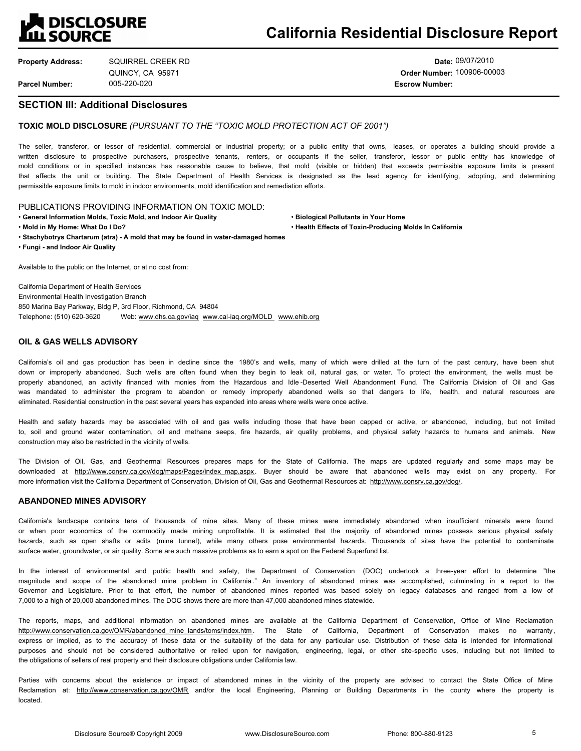# California Residential Disclosure Report

**Property Address:** SQUIRREL CREEK RD
QUINCY, CA 95971

**Parcel Number:** 005-220-020

**Date:** 09/07/2010

**Order Number:** 100906-00003

**Escrow Number:**

## SECTION III: Additional Disclosures

### TOXIC MOLD DISCLOSURE *(PURSUANT TO THE "TOXIC MOLD PROTECTION ACT OF 2001")*

The seller, transferor, or lessor of residential, commercial or industrial property; or a public entity that owns, leases, or operates a building should provide a written disclosure to prospective purchasers, prospective tenants, renters, or occupants if the seller, transferor, lessor or public entity has knowledge of mold conditions or in specified instances has reasonable cause to believe, that mold (visible or hidden) that exceeds permissible exposure limits is present that affects the unit or building. The State Department of Health Services is designated as the lead agency for identifying, adopting, and determining permissible exposure limits to mold in indoor environments, mold identification and remediation efforts.

PUBLICATIONS PROVIDING INFORMATION ON TOXIC MOLD:

- **General Information Molds, Toxic Mold, and Indoor Air Quality**
- **Mold in My Home: What Do I Do?**
- **Stachybotrys Chartarum (atra) - A mold that may be found in water-damaged homes**
- **Fungi - and Indoor Air Quality**
- **Biological Pollutants in Your Home**
- **Health Effects of Toxin-Producing Molds In California**

Available to the public on the Internet, or at no cost from:

California Department of Health Services
Environmental Health Investigation Branch
850 Marina Bay Parkway, Bldg P, 3rd Floor, Richmond, CA 94804
Telephone: (510) 620-3620 Web: www.dhs.ca.gov/iaq www.cal-iaq.org/MOLD www.ehib.org

### OIL & GAS WELLS ADVISORY

California's oil and gas production has been in decline since the 1980's and wells, many of which were drilled at the turn of the past century, have been shut down or improperly abandoned. Such wells are often found when they begin to leak oil, natural gas, or water. To protect the environment, the wells must be properly abandoned, an activity financed with monies from the Hazardous and Idle-Deserted Well Abandonment Fund. The California Division of Oil and Gas was mandated to administer the program to abandon or remedy improperly abandoned wells so that dangers to life, health, and natural resources are eliminated. Residential construction in the past several years has expanded into areas where wells were once active.

Health and safety hazards may be associated with oil and gas wells including those that have been capped or active, or abandoned, including, but not limited to, soil and ground water contamination, oil and methane seeps, fire hazards, air quality problems, and physical safety hazards to humans and animals. New construction may also be restricted in the vicinity of wells.

The Division of Oil, Gas, and Geothermal Resources prepares maps for the State of California. The maps are updated regularly and some maps may be downloaded at http://www.consrv.ca.gov/dog/maps/Pages/index_map.aspx. Buyer should be aware that abandoned wells may exist on any property. For more information visit the California Department of Conservation, Division of Oil, Gas and Geothermal Resources at: http://www.consrv.ca.gov/dog/.

### ABANDONED MINES ADVISORY

California's landscape contains tens of thousands of mine sites. Many of these mines were immediately abandoned when insufficient minerals were found or when poor economics of the commodity made mining unprofitable. It is estimated that the majority of abandoned mines possess serious physical safety hazards, such as open shafts or adits (mine tunnel), while many others pose environmental hazards. Thousands of sites have the potential to contaminate surface water, groundwater, or air quality. Some are such massive problems as to earn a spot on the Federal Superfund list.

In the interest of environmental and public health and safety, the Department of Conservation (DOC) undertook a three-year effort to determine "the magnitude and scope of the abandoned mine problem in California." An inventory of abandoned mines was accomplished, culminating in a report to the Governor and Legislature. Prior to that effort, the number of abandoned mines reported was based solely on legacy databases and ranged from a low of 7,000 to a high of 20,000 abandoned mines. The DOC shows there are more than 47,000 abandoned mines statewide.

The reports, maps, and additional information on abandoned mines are available at the California Department of Conservation, Office of Mine Reclamation http://www.conservation.ca.gov/OMR/abandoned_mine_lands/toms/index.htm. The State of California, Department of Conservation makes no warranty, express or implied, as to the accuracy of these data or the suitability of the data for any particular use. Distribution of these data is intended for informational purposes and should not be considered authoritative or relied upon for navigation, engineering, legal, or other site-specific uses, including but not limited to the obligations of sellers of real property and their disclosure obligations under California law.

Parties with concerns about the existence or impact of abandoned mines in the vicinity of the property are advised to contact the State Office of Mine Reclamation at: http://www.conservation.ca.gov/OMR and/or the local Engineering, Planning or Building Departments in the county where the property is located.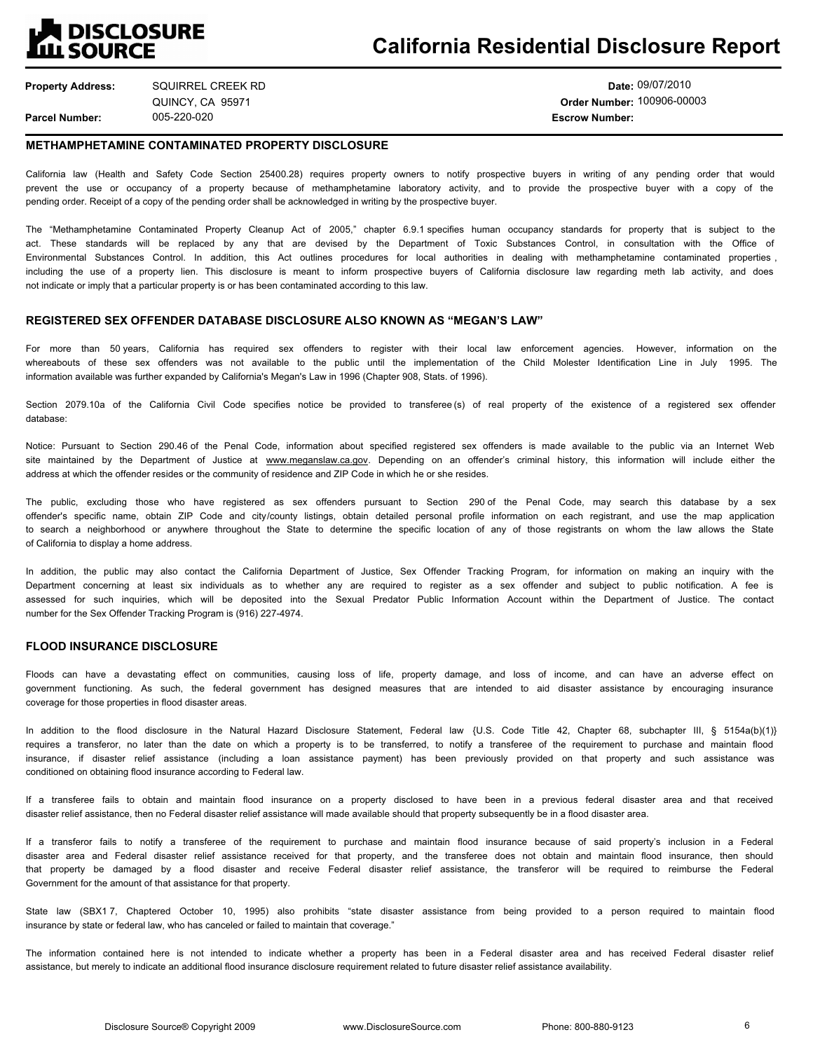# California Residential Disclosure Report

**Property Address:** SQUIRREL CREEK RD
QUINCY, CA 95971
**Parcel Number:** 005-220-020

**Date:** 09/07/2010
**Order Number:** 100906-00003
**Escrow Number:**

## METHAMPHETAMINE CONTAMINATED PROPERTY DISCLOSURE

California law (Health and Safety Code Section 25400.28) requires property owners to notify prospective buyers in writing of any pending order that would prevent the use or occupancy of a property because of methamphetamine laboratory activity, and to provide the prospective buyer with a copy of the pending order. Receipt of a copy of the pending order shall be acknowledged in writing by the prospective buyer.

The "Methamphetamine Contaminated Property Cleanup Act of 2005," chapter 6.9.1 specifies human occupancy standards for property that is subject to the act. These standards will be replaced by any that are devised by the Department of Toxic Substances Control, in consultation with the Office of Environmental Substances Control. In addition, this Act outlines procedures for local authorities in dealing with methamphetamine contaminated properties , including the use of a property lien. This disclosure is meant to inform prospective buyers of California disclosure law regarding meth lab activity, and does not indicate or imply that a particular property is or has been contaminated according to this law.

## REGISTERED SEX OFFENDER DATABASE DISCLOSURE ALSO KNOWN AS "MEGAN'S LAW"

For more than 50 years, California has required sex offenders to register with their local law enforcement agencies. However, information on the whereabouts of these sex offenders was not available to the public until the implementation of the Child Molester Identification Line in July 1995. The information available was further expanded by California's Megan's Law in 1996 (Chapter 908, Stats. of 1996).

Section 2079.10a of the California Civil Code specifies notice be provided to transferee(s) of real property of the existence of a registered sex offender database:

Notice: Pursuant to Section 290.46 of the Penal Code, information about specified registered sex offenders is made available to the public via an Internet Web site maintained by the Department of Justice at www.meganslaw.ca.gov. Depending on an offender's criminal history, this information will include either the address at which the offender resides or the community of residence and ZIP Code in which he or she resides.

The public, excluding those who have registered as sex offenders pursuant to Section 290 of the Penal Code, may search this database by a sex offender's specific name, obtain ZIP Code and city/county listings, obtain detailed personal profile information on each registrant, and use the map application to search a neighborhood or anywhere throughout the State to determine the specific location of any of those registrants on whom the law allows the State of California to display a home address.

In addition, the public may also contact the California Department of Justice, Sex Offender Tracking Program, for information on making an inquiry with the Department concerning at least six individuals as to whether any are required to register as a sex offender and subject to public notification. A fee is assessed for such inquiries, which will be deposited into the Sexual Predator Public Information Account within the Department of Justice. The contact number for the Sex Offender Tracking Program is (916) 227-4974.

## FLOOD INSURANCE DISCLOSURE

Floods can have a devastating effect on communities, causing loss of life, property damage, and loss of income, and can have an adverse effect on government functioning. As such, the federal government has designed measures that are intended to aid disaster assistance by encouraging insurance coverage for those properties in flood disaster areas.

In addition to the flood disclosure in the Natural Hazard Disclosure Statement, Federal law {U.S. Code Title 42, Chapter 68, subchapter III, § 5154a(b)(1)} requires a transferor, no later than the date on which a property is to be transferred, to notify a transferee of the requirement to purchase and maintain flood insurance, if disaster relief assistance (including a loan assistance payment) has been previously provided on that property and such assistance was conditioned on obtaining flood insurance according to Federal law.

If a transferee fails to obtain and maintain flood insurance on a property disclosed to have been in a previous federal disaster area and that received disaster relief assistance, then no Federal disaster relief assistance will made available should that property subsequently be in a flood disaster area.

If a transferor fails to notify a transferee of the requirement to purchase and maintain flood insurance because of said property's inclusion in a Federal disaster area and Federal disaster relief assistance received for that property, and the transferee does not obtain and maintain flood insurance, then should that property be damaged by a flood disaster and receive Federal disaster relief assistance, the transferor will be required to reimburse the Federal Government for the amount of that assistance for that property.

State law (SBX1 7, Chaptered October 10, 1995) also prohibits "state disaster assistance from being provided to a person required to maintain flood insurance by state or federal law, who has canceled or failed to maintain that coverage."

The information contained here is not intended to indicate whether a property has been in a Federal disaster area and has received Federal disaster relief assistance, but merely to indicate an additional flood insurance disclosure requirement related to future disaster relief assistance availability.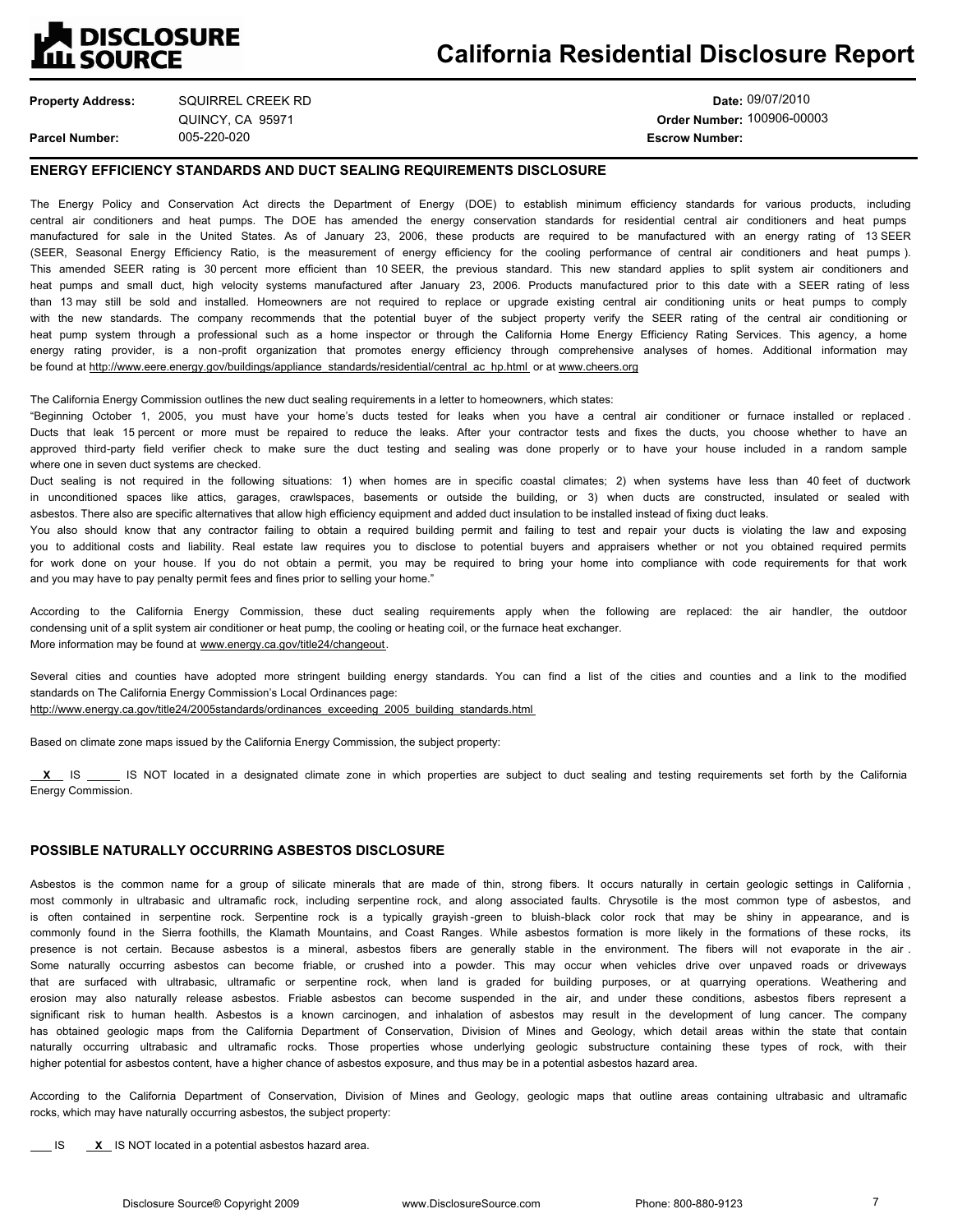**DISCLOSURE SOURCE**

# California Residential Disclosure Report

| | | | |
|---|---|---|---|
| **Property Address:** | SQUIRREL CREEK RD<br>QUINCY, CA 95971 | **Date:** | 09/07/2010 |
| | | **Order Number:** | 100906-00003 |
| **Parcel Number:** | 005-220-020 | **Escrow Number:** | |

## ENERGY EFFICIENCY STANDARDS AND DUCT SEALING REQUIREMENTS DISCLOSURE

The Energy Policy and Conservation Act directs the Department of Energy (DOE) to establish minimum efficiency standards for various products, including central air conditioners and heat pumps. The DOE has amended the energy conservation standards for residential central air conditioners and heat pumps manufactured for sale in the United States. As of January 23, 2006, these products are required to be manufactured with an energy rating of 13 SEER (SEER, Seasonal Energy Efficiency Ratio, is the measurement of energy efficiency for the cooling performance of central air conditioners and heat pumps ). This amended SEER rating is 30 percent more efficient than 10 SEER, the previous standard. This new standard applies to split system air conditioners and heat pumps and small duct, high velocity systems manufactured after January 23, 2006. Products manufactured prior to this date with a SEER rating of less than 13 may still be sold and installed. Homeowners are not required to replace or upgrade existing central air conditioning units or heat pumps to comply with the new standards. The company recommends that the potential buyer of the subject property verify the SEER rating of the central air conditioning or heat pump system through a professional such as a home inspector or through the California Home Energy Efficiency Rating Services. This agency, a home energy rating provider, is a non-profit organization that promotes energy efficiency through comprehensive analyses of homes. Additional information may be found at http://www.eere.energy.gov/buildings/appliance_standards/residential/central_ac_hp.html or at www.cheers.org

The California Energy Commission outlines the new duct sealing requirements in a letter to homeowners, which states:
"Beginning October 1, 2005, you must have your home's ducts tested for leaks when you have a central air conditioner or furnace installed or replaced . Ducts that leak 15 percent or more must be repaired to reduce the leaks. After your contractor tests and fixes the ducts, you choose whether to have an approved third-party field verifier check to make sure the duct testing and sealing was done properly or to have your house included in a random sample where one in seven duct systems are checked.
Duct sealing is not required in the following situations: 1) when homes are in specific coastal climates; 2) when systems have less than 40 feet of ductwork in unconditioned spaces like attics, garages, crawlspaces, basements or outside the building, or 3) when ducts are constructed, insulated or sealed with asbestos. There also are specific alternatives that allow high efficiency equipment and added duct insulation to be installed instead of fixing duct leaks.
You also should know that any contractor failing to obtain a required building permit and failing to test and repair your ducts is violating the law and exposing you to additional costs and liability. Real estate law requires you to disclose to potential buyers and appraisers whether or not you obtained required permits for work done on your house. If you do not obtain a permit, you may be required to bring your home into compliance with code requirements for that work and you may have to pay penalty permit fees and fines prior to selling your home."

According to the California Energy Commission, these duct sealing requirements apply when the following are replaced: the air handler, the outdoor condensing unit of a split system air conditioner or heat pump, the cooling or heating coil, or the furnace heat exchanger.
More information may be found at www.energy.ca.gov/title24/changeout.

Several cities and counties have adopted more stringent building energy standards. You can find a list of the cities and counties and a link to the modified standards on The California Energy Commission's Local Ordinances page:
http://www.energy.ca.gov/title24/2005standards/ordinances_exceeding_2005_building_standards.html

Based on climate zone maps issued by the California Energy Commission, the subject property:

__X__ IS _____ IS NOT located in a designated climate zone in which properties are subject to duct sealing and testing requirements set forth by the California Energy Commission.

## POSSIBLE NATURALLY OCCURRING ASBESTOS DISCLOSURE

Asbestos is the common name for a group of silicate minerals that are made of thin, strong fibers. It occurs naturally in certain geologic settings in California , most commonly in ultrabasic and ultramafic rock, including serpentine rock, and along associated faults. Chrysotile is the most common type of asbestos, and is often contained in serpentine rock. Serpentine rock is a typically grayish-green to bluish-black color rock that may be shiny in appearance, and is commonly found in the Sierra foothills, the Klamath Mountains, and Coast Ranges. While asbestos formation is more likely in the formations of these rocks, its presence is not certain. Because asbestos is a mineral, asbestos fibers are generally stable in the environment. The fibers will not evaporate in the air . Some naturally occurring asbestos can become friable, or crushed into a powder. This may occur when vehicles drive over unpaved roads or driveways that are surfaced with ultrabasic, ultramafic or serpentine rock, when land is graded for building purposes, or at quarrying operations. Weathering and erosion may also naturally release asbestos. Friable asbestos can become suspended in the air, and under these conditions, asbestos fibers represent a significant risk to human health. Asbestos is a known carcinogen, and inhalation of asbestos may result in the development of lung cancer. The company has obtained geologic maps from the California Department of Conservation, Division of Mines and Geology, which detail areas within the state that contain naturally occurring ultrabasic and ultramafic rocks. Those properties whose underlying geologic substructure containing these types of rock, with their higher potential for asbestos content, have a higher chance of asbestos exposure, and thus may be in a potential asbestos hazard area.

According to the California Department of Conservation, Division of Mines and Geology, geologic maps that outline areas containing ultrabasic and ultramafic rocks, which may have naturally occurring asbestos, the subject property:

___ IS __X__ IS NOT located in a potential asbestos hazard area.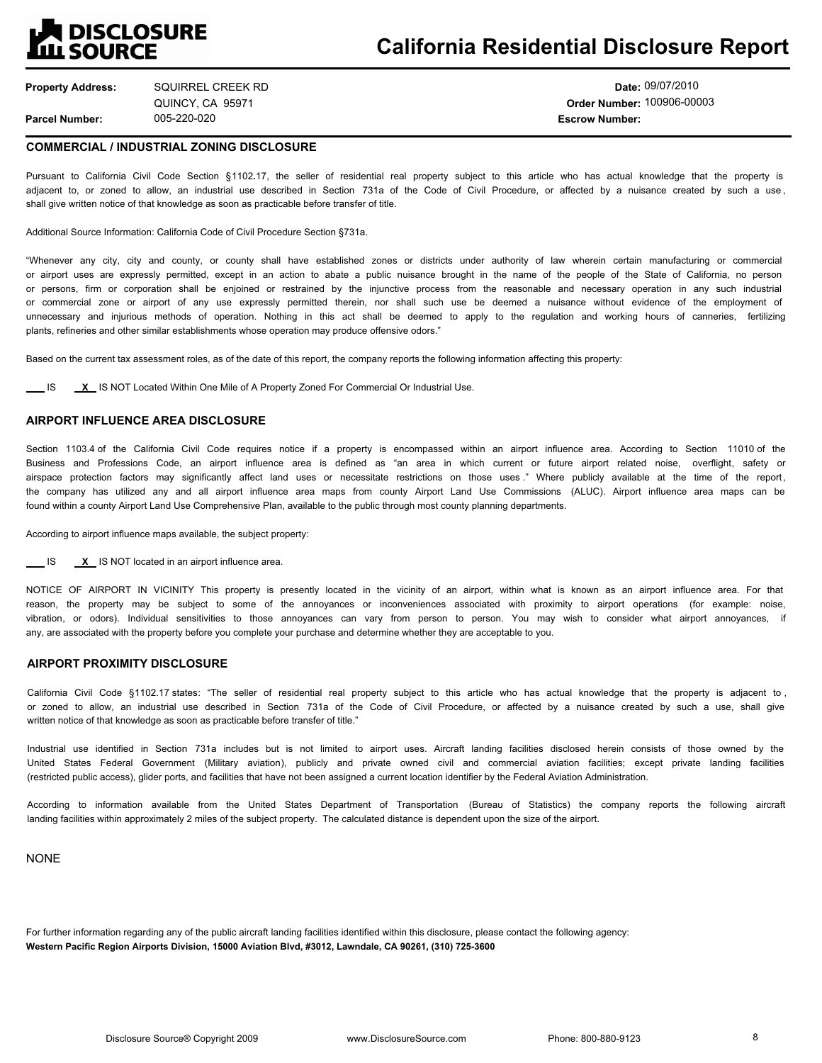# DISCLOSURE SOURCE — California Residential Disclosure Report

**Property Address:** SQUIRREL CREEK RD
QUINCY, CA 95971
**Parcel Number:** 005-220-020

**Date:** 09/07/2010
**Order Number:** 100906-00003
**Escrow Number:**

## COMMERCIAL / INDUSTRIAL ZONING DISCLOSURE

Pursuant to California Civil Code Section §1102.17, the seller of residential real property subject to this article who has actual knowledge that the property is adjacent to, or zoned to allow, an industrial use described in Section 731a of the Code of Civil Procedure, or affected by a nuisance created by such a use, shall give written notice of that knowledge as soon as practicable before transfer of title.

Additional Source Information: California Code of Civil Procedure Section §731a.

"Whenever any city, city and county, or county shall have established zones or districts under authority of law wherein certain manufacturing or commercial or airport uses are expressly permitted, except in an action to abate a public nuisance brought in the name of the people of the State of California, no person or persons, firm or corporation shall be enjoined or restrained by the injunctive process from the reasonable and necessary operation in any such industrial or commercial zone or airport of any use expressly permitted therein, nor shall such use be deemed a nuisance without evidence of the employment of unnecessary and injurious methods of operation. Nothing in this act shall be deemed to apply to the regulation and working hours of canneries, fertilizing plants, refineries and other similar establishments whose operation may produce offensive odors."

Based on the current tax assessment roles, as of the date of this report, the company reports the following information affecting this property:

___ IS   _X_ IS NOT Located Within One Mile of A Property Zoned For Commercial Or Industrial Use.

## AIRPORT INFLUENCE AREA DISCLOSURE

Section 1103.4 of the California Civil Code requires notice if a property is encompassed within an airport influence area. According to Section 11010 of the Business and Professions Code, an airport influence area is defined as "an area in which current or future airport related noise, overflight, safety or airspace protection factors may significantly affect land uses or necessitate restrictions on those uses." Where publicly available at the time of the report, the company has utilized any and all airport influence area maps from county Airport Land Use Commissions (ALUC). Airport influence area maps can be found within a county Airport Land Use Comprehensive Plan, available to the public through most county planning departments.

According to airport influence maps available, the subject property:

___ IS   _X_ IS NOT located in an airport influence area.

NOTICE OF AIRPORT IN VICINITY This property is presently located in the vicinity of an airport, within what is known as an airport influence area. For that reason, the property may be subject to some of the annoyances or inconveniences associated with proximity to airport operations (for example: noise, vibration, or odors). Individual sensitivities to those annoyances can vary from person to person. You may wish to consider what airport annoyances, if any, are associated with the property before you complete your purchase and determine whether they are acceptable to you.

## AIRPORT PROXIMITY DISCLOSURE

California Civil Code §1102.17 states: "The seller of residential real property subject to this article who has actual knowledge that the property is adjacent to, or zoned to allow, an industrial use described in Section 731a of the Code of Civil Procedure, or affected by a nuisance created by such a use, shall give written notice of that knowledge as soon as practicable before transfer of title."

Industrial use identified in Section 731a includes but is not limited to airport uses. Aircraft landing facilities disclosed herein consists of those owned by the United States Federal Government (Military aviation), publicly and private owned civil and commercial aviation facilities; except private landing facilities (restricted public access), glider ports, and facilities that have not been assigned a current location identifier by the Federal Aviation Administration.

According to information available from the United States Department of Transportation (Bureau of Statistics) the company reports the following aircraft landing facilities within approximately 2 miles of the subject property. The calculated distance is dependent upon the size of the airport.

NONE

For further information regarding any of the public aircraft landing facilities identified within this disclosure, please contact the following agency:
**Western Pacific Region Airports Division, 15000 Aviation Blvd, #3012, Lawndale, CA 90261, (310) 725-3600**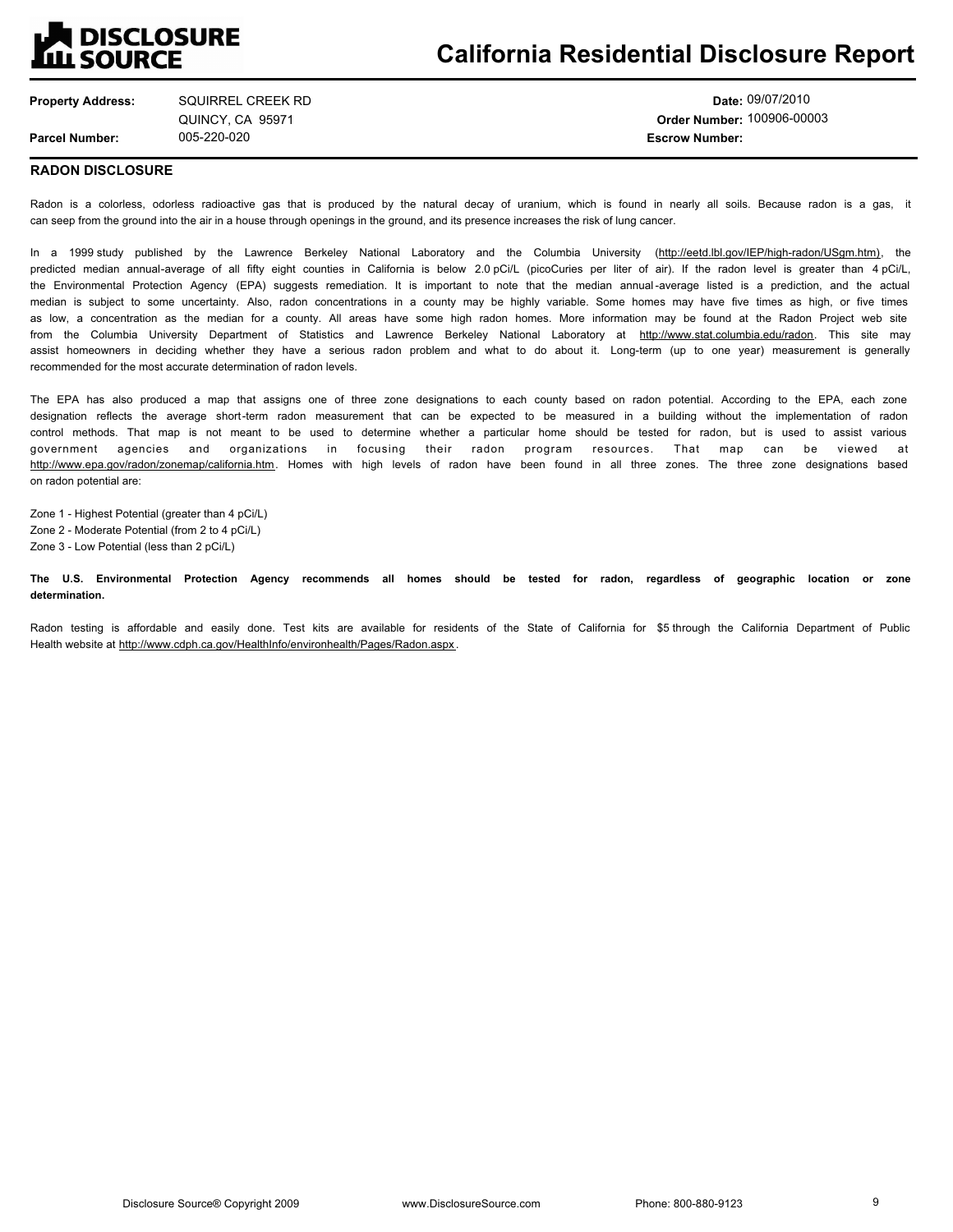# California Residential Disclosure Report

**Property Address:** SQUIRREL CREEK RD
QUINCY, CA 95971

**Parcel Number:** 005-220-020

**Date:** 09/07/2010

**Order Number:** 100906-00003

**Escrow Number:**

## RADON DISCLOSURE

Radon is a colorless, odorless radioactive gas that is produced by the natural decay of uranium, which is found in nearly all soils. Because radon is a gas, it can seep from the ground into the air in a house through openings in the ground, and its presence increases the risk of lung cancer.

In a 1999 study published by the Lawrence Berkeley National Laboratory and the Columbia University (http://eetd.lbl.gov/IEP/high-radon/USgm.htm), the predicted median annual-average of all fifty eight counties in California is below 2.0 pCi/L (picoCuries per liter of air). If the radon level is greater than 4 pCi/L, the Environmental Protection Agency (EPA) suggests remediation. It is important to note that the median annual-average listed is a prediction, and the actual median is subject to some uncertainty. Also, radon concentrations in a county may be highly variable. Some homes may have five times as high, or five times as low, a concentration as the median for a county. All areas have some high radon homes. More information may be found at the Radon Project web site from the Columbia University Department of Statistics and Lawrence Berkeley National Laboratory at http://www.stat.columbia.edu/radon. This site may assist homeowners in deciding whether they have a serious radon problem and what to do about it. Long-term (up to one year) measurement is generally recommended for the most accurate determination of radon levels.

The EPA has also produced a map that assigns one of three zone designations to each county based on radon potential. According to the EPA, each zone designation reflects the average short-term radon measurement that can be expected to be measured in a building without the implementation of radon control methods. That map is not meant to be used to determine whether a particular home should be tested for radon, but is used to assist various government agencies and organizations in focusing their radon program resources. That map can be viewed at http://www.epa.gov/radon/zonemap/california.htm. Homes with high levels of radon have been found in all three zones. The three zone designations based on radon potential are:

Zone 1 - Highest Potential (greater than 4 pCi/L)
Zone 2 - Moderate Potential (from 2 to 4 pCi/L)
Zone 3 - Low Potential (less than 2 pCi/L)

**The U.S. Environmental Protection Agency recommends all homes should be tested for radon, regardless of geographic location or zone determination.**

Radon testing is affordable and easily done. Test kits are available for residents of the State of California for $5 through the California Department of Public Health website at http://www.cdph.ca.gov/HealthInfo/environhealth/Pages/Radon.aspx.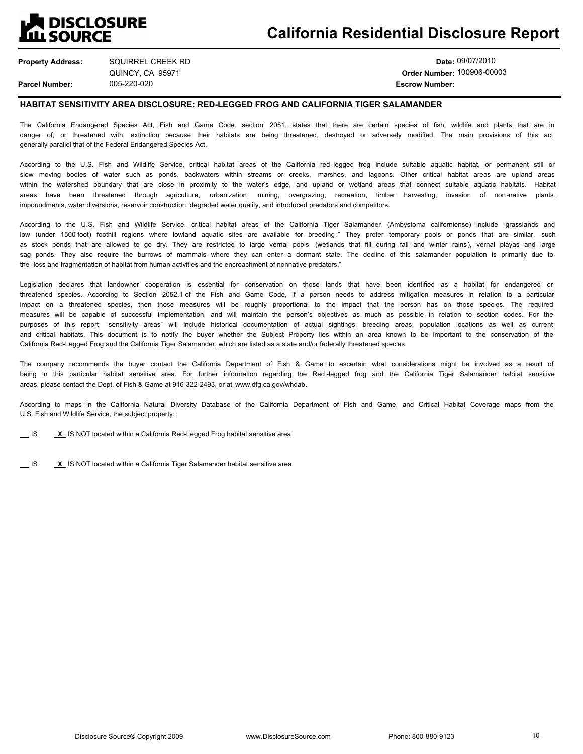# California Residential Disclosure Report

**Property Address:** SQUIRREL CREEK RD
QUINCY, CA 95971

**Parcel Number:** 005-220-020

**Date:** 09/07/2010

**Order Number:** 100906-00003

**Escrow Number:**

## HABITAT SENSITIVITY AREA DISCLOSURE: RED-LEGGED FROG AND CALIFORNIA TIGER SALAMANDER

The California Endangered Species Act, Fish and Game Code, section 2051, states that there are certain species of fish, wildlife and plants that are in danger of, or threatened with, extinction because their habitats are being threatened, destroyed or adversely modified. The main provisions of this act generally parallel that of the Federal Endangered Species Act.

According to the U.S. Fish and Wildlife Service, critical habitat areas of the California red-legged frog include suitable aquatic habitat, or permanent still or slow moving bodies of water such as ponds, backwaters within streams or creeks, marshes, and lagoons. Other critical habitat areas are upland areas within the watershed boundary that are close in proximity to the water's edge, and upland or wetland areas that connect suitable aquatic habitats. Habitat areas have been threatened through agriculture, urbanization, mining, overgrazing, recreation, timber harvesting, invasion of non-native plants, impoundments, water diversions, reservoir construction, degraded water quality, and introduced predators and competitors.

According to the U.S. Fish and Wildlife Service, critical habitat areas of the California Tiger Salamander (Ambystoma californiense) include "grasslands and low (under 1500 foot) foothill regions where lowland aquatic sites are available for breeding." They prefer temporary pools or ponds that are similar, such as stock ponds that are allowed to go dry. They are restricted to large vernal pools (wetlands that fill during fall and winter rains), vernal playas and large sag ponds. They also require the burrows of mammals where they can enter a dormant state. The decline of this salamander population is primarily due to the "loss and fragmentation of habitat from human activities and the encroachment of nonnative predators."

Legislation declares that landowner cooperation is essential for conservation on those lands that have been identified as a habitat for endangered or threatened species. According to Section 2052.1 of the Fish and Game Code, if a person needs to address mitigation measures in relation to a particular impact on a threatened species, then those measures will be roughly proportional to the impact that the person has on those species. The required measures will be capable of successful implementation, and will maintain the person's objectives as much as possible in relation to section codes. For the purposes of this report, "sensitivity areas" will include historical documentation of actual sightings, breeding areas, population locations as well as current and critical habitats. This document is to notify the buyer whether the Subject Property lies within an area known to be important to the conservation of the California Red-Legged Frog and the California Tiger Salamander, which are listed as a state and/or federally threatened species.

The company recommends the buyer contact the California Department of Fish & Game to ascertain what considerations might be involved as a result of being in this particular habitat sensitive area. For further information regarding the Red-legged frog and the California Tiger Salamander habitat sensitive areas, please contact the Dept. of Fish & Game at 916-322-2493, or at www.dfg.ca.gov/whdab.

According to maps in the California Natural Diversity Database of the California Department of Fish and Game, and Critical Habitat Coverage maps from the U.S. Fish and Wildlife Service, the subject property:

___ IS &nbsp;&nbsp; _X_ IS NOT located within a California Red-Legged Frog habitat sensitive area

___ IS &nbsp;&nbsp; _X_ IS NOT located within a California Tiger Salamander habitat sensitive area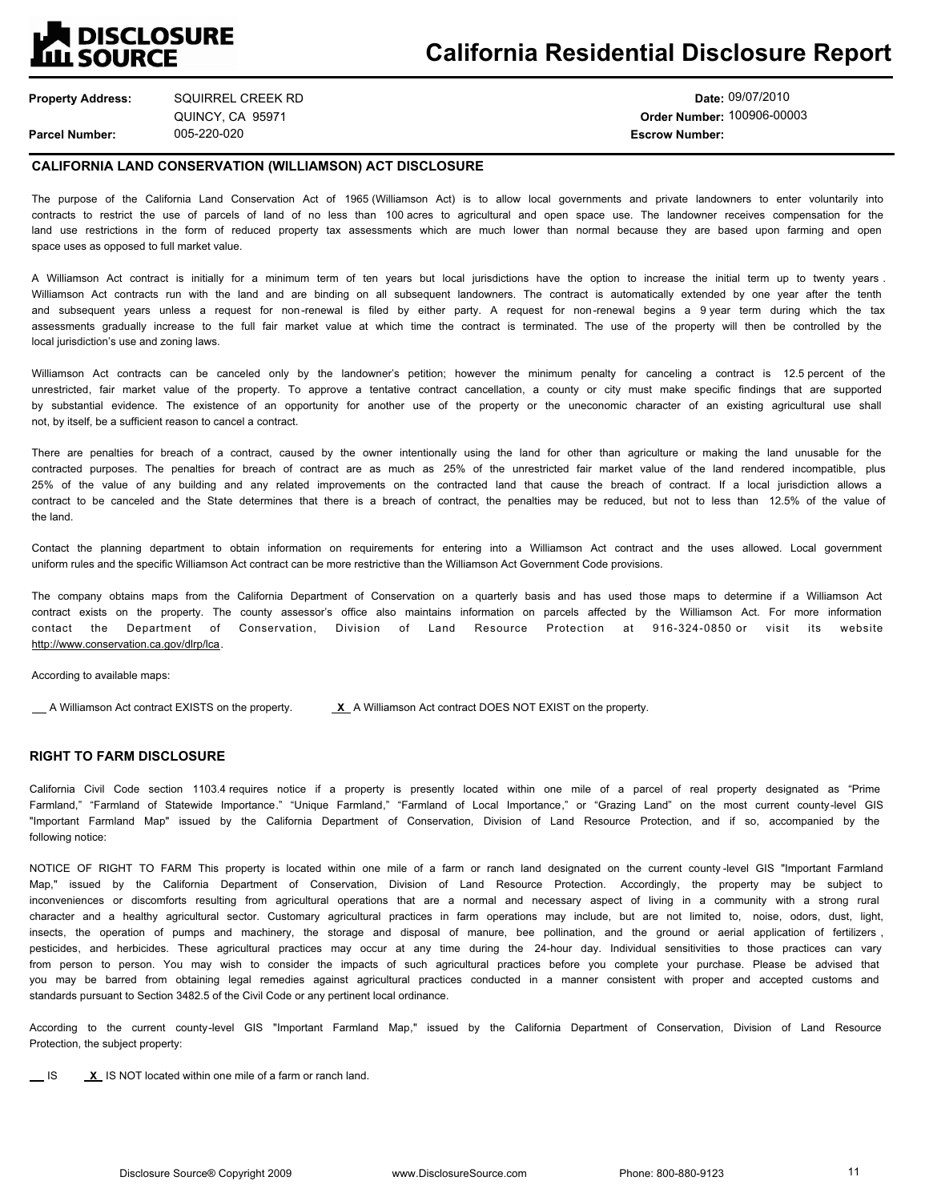# California Residential Disclosure Report

**Property Address:** SQUIRREL CREEK RD
QUINCY, CA 95971

**Parcel Number:** 005-220-020

**Date:** 09/07/2010

**Order Number:** 100906-00003

**Escrow Number:**

## CALIFORNIA LAND CONSERVATION (WILLIAMSON) ACT DISCLOSURE

The purpose of the California Land Conservation Act of 1965 (Williamson Act) is to allow local governments and private landowners to enter voluntarily into contracts to restrict the use of parcels of land of no less than 100 acres to agricultural and open space use. The landowner receives compensation for the land use restrictions in the form of reduced property tax assessments which are much lower than normal because they are based upon farming and open space uses as opposed to full market value.

A Williamson Act contract is initially for a minimum term of ten years but local jurisdictions have the option to increase the initial term up to twenty years. Williamson Act contracts run with the land and are binding on all subsequent landowners. The contract is automatically extended by one year after the tenth and subsequent years unless a request for non-renewal is filed by either party. A request for non-renewal begins a 9 year term during which the tax assessments gradually increase to the full fair market value at which time the contract is terminated. The use of the property will then be controlled by the local jurisdiction's use and zoning laws.

Williamson Act contracts can be canceled only by the landowner's petition; however the minimum penalty for canceling a contract is 12.5 percent of the unrestricted, fair market value of the property. To approve a tentative contract cancellation, a county or city must make specific findings that are supported by substantial evidence. The existence of an opportunity for another use of the property or the uneconomic character of an existing agricultural use shall not, by itself, be a sufficient reason to cancel a contract.

There are penalties for breach of a contract, caused by the owner intentionally using the land for other than agriculture or making the land unusable for the contracted purposes. The penalties for breach of contract are as much as 25% of the unrestricted fair market value of the land rendered incompatible, plus 25% of the value of any building and any related improvements on the contracted land that cause the breach of contract. If a local jurisdiction allows a contract to be canceled and the State determines that there is a breach of contract, the penalties may be reduced, but not to less than 12.5% of the value of the land.

Contact the planning department to obtain information on requirements for entering into a Williamson Act contract and the uses allowed. Local government uniform rules and the specific Williamson Act contract can be more restrictive than the Williamson Act Government Code provisions.

The company obtains maps from the California Department of Conservation on a quarterly basis and has used those maps to determine if a Williamson Act contract exists on the property. The county assessor's office also maintains information on parcels affected by the Williamson Act. For more information contact the Department of Conservation, Division of Land Resource Protection at 916-324-0850 or visit its website http://www.conservation.ca.gov/dlrp/lca.

According to available maps:

__ A Williamson Act contract EXISTS on the property.    _X_ A Williamson Act contract DOES NOT EXIST on the property.

## RIGHT TO FARM DISCLOSURE

California Civil Code section 1103.4 requires notice if a property is presently located within one mile of a parcel of real property designated as "Prime Farmland," "Farmland of Statewide Importance." "Unique Farmland," "Farmland of Local Importance," or "Grazing Land" on the most current county-level GIS "Important Farmland Map" issued by the California Department of Conservation, Division of Land Resource Protection, and if so, accompanied by the following notice:

NOTICE OF RIGHT TO FARM This property is located within one mile of a farm or ranch land designated on the current county-level GIS "Important Farmland Map," issued by the California Department of Conservation, Division of Land Resource Protection. Accordingly, the property may be subject to inconveniences or discomforts resulting from agricultural operations that are a normal and necessary aspect of living in a community with a strong rural character and a healthy agricultural sector. Customary agricultural practices in farm operations may include, but are not limited to, noise, odors, dust, light, insects, the operation of pumps and machinery, the storage and disposal of manure, bee pollination, and the ground or aerial application of fertilizers, pesticides, and herbicides. These agricultural practices may occur at any time during the 24-hour day. Individual sensitivities to those practices can vary from person to person. You may wish to consider the impacts of such agricultural practices before you complete your purchase. Please be advised that you may be barred from obtaining legal remedies against agricultural practices conducted in a manner consistent with proper and accepted customs and standards pursuant to Section 3482.5 of the Civil Code or any pertinent local ordinance.

According to the current county-level GIS "Important Farmland Map," issued by the California Department of Conservation, Division of Land Resource Protection, the subject property:

__ IS    _X_ IS NOT located within one mile of a farm or ranch land.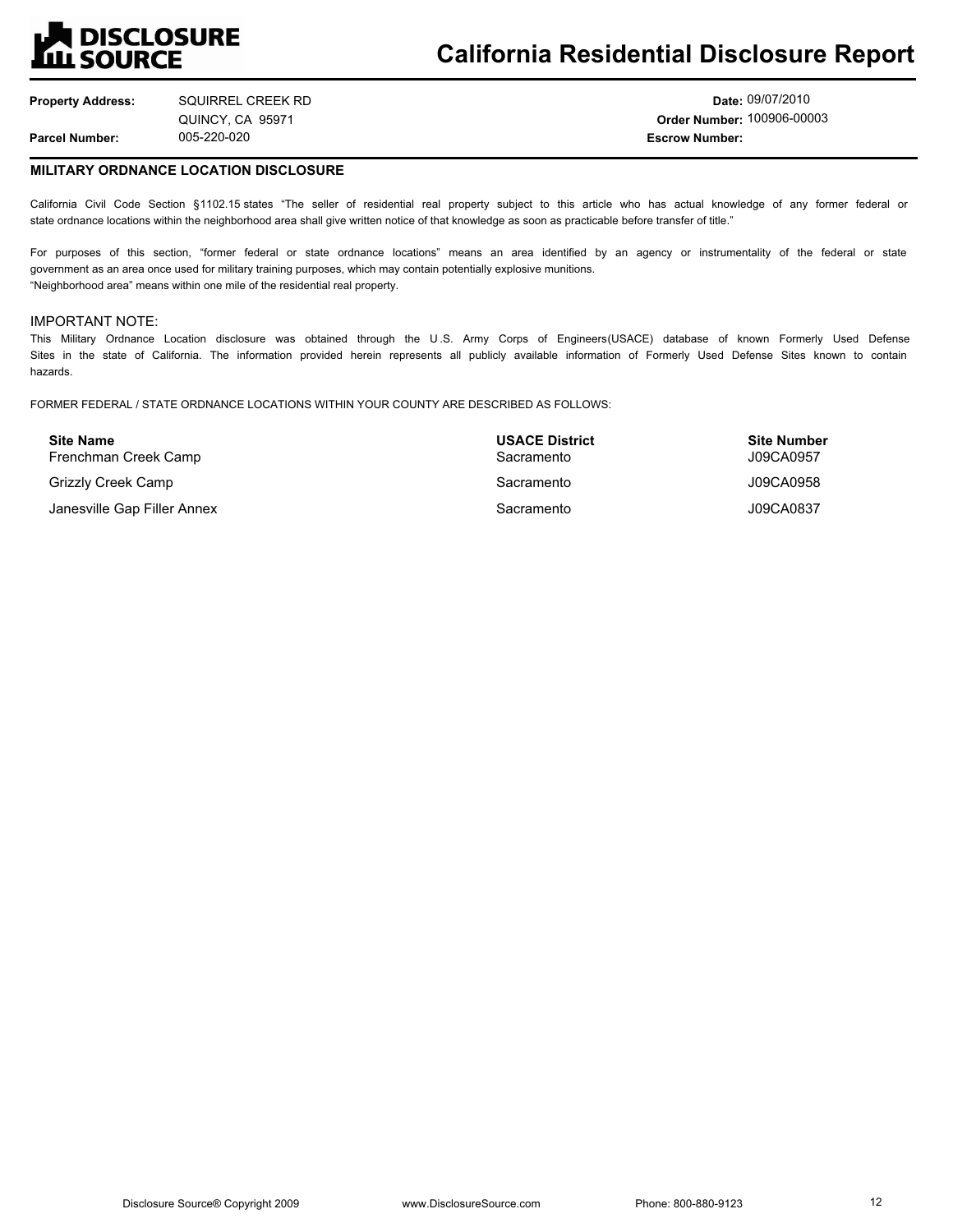**DISCLOSURE SOURCE**

# California Residential Disclosure Report

| | | | |
|---|---|---|---|
| **Property Address:** | SQUIRREL CREEK RD<br>QUINCY, CA 95971 | **Date:** | 09/07/2010 |
| | | **Order Number:** | 100906-00003 |
| **Parcel Number:** | 005-220-020 | **Escrow Number:** | |

## MILITARY ORDNANCE LOCATION DISCLOSURE

California Civil Code Section §1102.15 states "The seller of residential real property subject to this article who has actual knowledge of any former federal or state ordnance locations within the neighborhood area shall give written notice of that knowledge as soon as practicable before transfer of title."

For purposes of this section, "former federal or state ordnance locations" means an area identified by an agency or instrumentality of the federal or state government as an area once used for military training purposes, which may contain potentially explosive munitions.
"Neighborhood area" means within one mile of the residential real property.

IMPORTANT NOTE:
This Military Ordnance Location disclosure was obtained through the U.S. Army Corps of Engineers(USACE) database of known Formerly Used Defense Sites in the state of California. The information provided herein represents all publicly available information of Formerly Used Defense Sites known to contain hazards.

FORMER FEDERAL / STATE ORDNANCE LOCATIONS WITHIN YOUR COUNTY ARE DESCRIBED AS FOLLOWS:

| Site Name | USACE District | Site Number |
|---|---|---|
| Frenchman Creek Camp | Sacramento | J09CA0957 |
| Grizzly Creek Camp | Sacramento | J09CA0958 |
| Janesville Gap Filler Annex | Sacramento | J09CA0837 |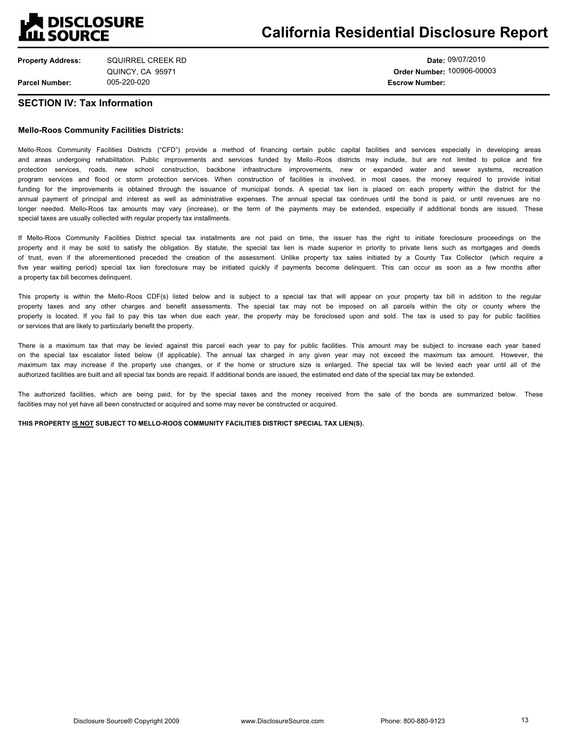**Property Address:** SQUIRREL CREEK RD
QUINCY, CA 95971
**Parcel Number:** 005-220-020

**Date:** 09/07/2010
**Order Number:** 100906-00003
**Escrow Number:**

## SECTION IV: Tax Information

### Mello-Roos Community Facilities Districts:

Mello-Roos Community Facilities Districts ("CFD") provide a method of financing certain public capital facilities and services especially in developing areas and areas undergoing rehabilitation. Public improvements and services funded by Mello-Roos districts may include, but are not limited to police and fire protection services, roads, new school construction, backbone infrastructure improvements, new or expanded water and sewer systems, recreation program services and flood or storm protection services. When construction of facilities is involved, in most cases, the money required to provide initial funding for the improvements is obtained through the issuance of municipal bonds. A special tax lien is placed on each property within the district for the annual payment of principal and interest as well as administrative expenses. The annual special tax continues until the bond is paid, or until revenues are no longer needed. Mello-Roos tax amounts may vary (increase), or the term of the payments may be extended, especially if additional bonds are issued. These special taxes are usually collected with regular property tax installments.

If Mello-Roos Community Facilities District special tax installments are not paid on time, the issuer has the right to initiate foreclosure proceedings on the property and it may be sold to satisfy the obligation. By statute, the special tax lien is made superior in priority to private liens such as mortgages and deeds of trust, even if the aforementioned preceded the creation of the assessment. Unlike property tax sales initiated by a County Tax Collector (which require a five year waiting period) special tax lien foreclosure may be initiated quickly if payments become delinquent. This can occur as soon as a few months after a property tax bill becomes delinquent.

This property is within the Mello-Roos CDF(s) listed below and is subject to a special tax that will appear on your property tax bill in addition to the regular property taxes and any other charges and benefit assessments. The special tax may not be imposed on all parcels within the city or county where the property is located. If you fail to pay this tax when due each year, the property may be foreclosed upon and sold. The tax is used to pay for public facilities or services that are likely to particularly benefit the property.

There is a maximum tax that may be levied against this parcel each year to pay for public facilities. This amount may be subject to increase each year based on the special tax escalator listed below (if applicable). The annual tax charged in any given year may not exceed the maximum tax amount. However, the maximum tax may increase if the property use changes, or if the home or structure size is enlarged. The special tax will be levied each year until all of the authorized facilities are built and all special tax bonds are repaid. If additional bonds are issued, the estimated end date of the special tax may be extended.

The authorized facilities, which are being paid, for by the special taxes and the money received from the sale of the bonds are summarized below. These facilities may not yet have all been constructed or acquired and some may never be constructed or acquired.

**THIS PROPERTY IS NOT SUBJECT TO MELLO-ROOS COMMUNITY FACILITIES DISTRICT SPECIAL TAX LIEN(S).**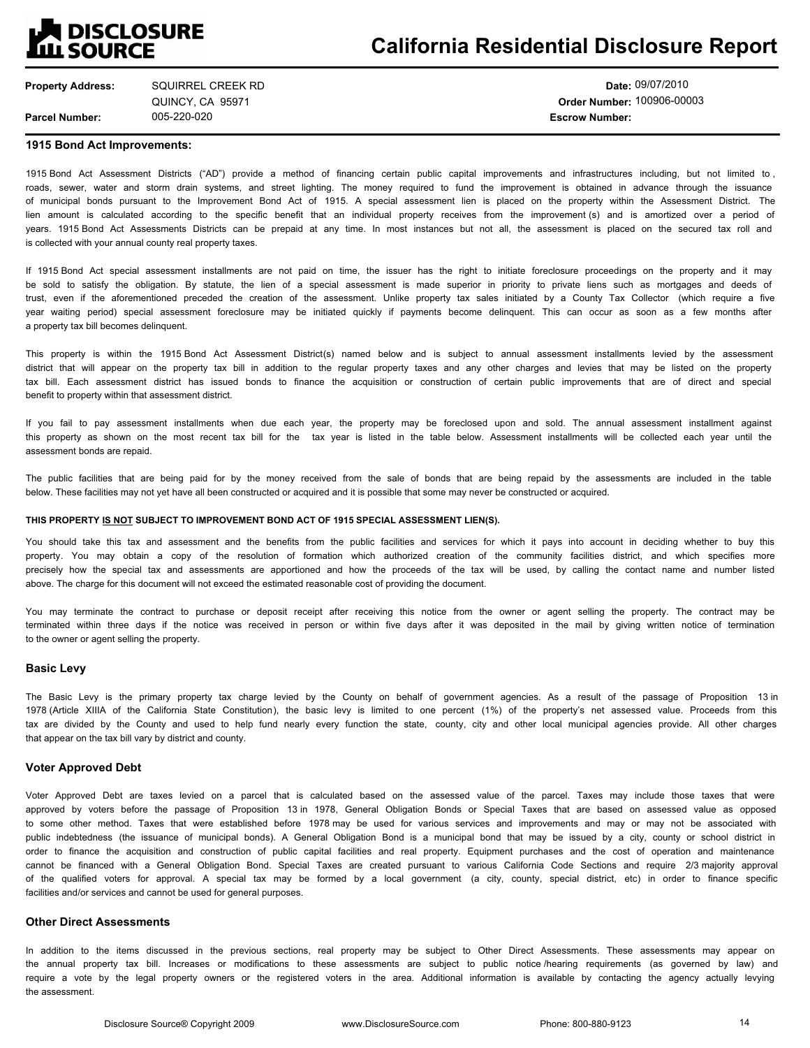# California Residential Disclosure Report

**Property Address:** SQUIRREL CREEK RD
QUINCY, CA 95971

**Parcel Number:** 005-220-020

**Date:** 09/07/2010

**Order Number:** 100906-00003

**Escrow Number:**

## 1915 Bond Act Improvements:

1915 Bond Act Assessment Districts ("AD") provide a method of financing certain public capital improvements and infrastructures including, but not limited to, roads, sewer, water and storm drain systems, and street lighting. The money required to fund the improvement is obtained in advance through the issuance of municipal bonds pursuant to the Improvement Bond Act of 1915. A special assessment lien is placed on the property within the Assessment District. The lien amount is calculated according to the specific benefit that an individual property receives from the improvement (s) and is amortized over a period of years. 1915 Bond Act Assessments Districts can be prepaid at any time. In most instances but not all, the assessment is placed on the secured tax roll and is collected with your annual county real property taxes.

If 1915 Bond Act special assessment installments are not paid on time, the issuer has the right to initiate foreclosure proceedings on the property and it may be sold to satisfy the obligation. By statute, the lien of a special assessment is made superior in priority to private liens such as mortgages and deeds of trust, even if the aforementioned preceded the creation of the assessment. Unlike property tax sales initiated by a County Tax Collector (which require a five year waiting period) special assessment foreclosure may be initiated quickly if payments become delinquent. This can occur as soon as a few months after a property tax bill becomes delinquent.

This property is within the 1915 Bond Act Assessment District(s) named below and is subject to annual assessment installments levied by the assessment district that will appear on the property tax bill in addition to the regular property taxes and any other charges and levies that may be listed on the property tax bill. Each assessment district has issued bonds to finance the acquisition or construction of certain public improvements that are of direct and special benefit to property within that assessment district.

If you fail to pay assessment installments when due each year, the property may be foreclosed upon and sold. The annual assessment installment against this property as shown on the most recent tax bill for the tax year is listed in the table below. Assessment installments will be collected each year until the assessment bonds are repaid.

The public facilities that are being paid for by the money received from the sale of bonds that are being repaid by the assessments are included in the table below. These facilities may not yet have all been constructed or acquired and it is possible that some may never be constructed or acquired.

**THIS PROPERTY IS NOT SUBJECT TO IMPROVEMENT BOND ACT OF 1915 SPECIAL ASSESSMENT LIEN(S).**

You should take this tax and assessment and the benefits from the public facilities and services for which it pays into account in deciding whether to buy this property. You may obtain a copy of the resolution of formation which authorized creation of the community facilities district, and which specifies more precisely how the special tax and assessments are apportioned and how the proceeds of the tax will be used, by calling the contact name and number listed above. The charge for this document will not exceed the estimated reasonable cost of providing the document.

You may terminate the contract to purchase or deposit receipt after receiving this notice from the owner or agent selling the property. The contract may be terminated within three days if the notice was received in person or within five days after it was deposited in the mail by giving written notice of termination to the owner or agent selling the property.

## Basic Levy

The Basic Levy is the primary property tax charge levied by the County on behalf of government agencies. As a result of the passage of Proposition 13 in 1978 (Article XIIIA of the California State Constitution), the basic levy is limited to one percent (1%) of the property's net assessed value. Proceeds from this tax are divided by the County and used to help fund nearly every function the state, county, city and other local municipal agencies provide. All other charges that appear on the tax bill vary by district and county.

## Voter Approved Debt

Voter Approved Debt are taxes levied on a parcel that is calculated based on the assessed value of the parcel. Taxes may include those taxes that were approved by voters before the passage of Proposition 13 in 1978, General Obligation Bonds or Special Taxes that are based on assessed value as opposed to some other method. Taxes that were established before 1978 may be used for various services and improvements and may or may not be associated with public indebtedness (the issuance of municipal bonds). A General Obligation Bond is a municipal bond that may be issued by a city, county or school district in order to finance the acquisition and construction of public capital facilities and real property. Equipment purchases and the cost of operation and maintenance cannot be financed with a General Obligation Bond. Special Taxes are created pursuant to various California Code Sections and require 2/3 majority approval of the qualified voters for approval. A special tax may be formed by a local government (a city, county, special district, etc) in order to finance specific facilities and/or services and cannot be used for general purposes.

## Other Direct Assessments

In addition to the items discussed in the previous sections, real property may be subject to Other Direct Assessments. These assessments may appear on the annual property tax bill. Increases or modifications to these assessments are subject to public notice/hearing requirements (as governed by law) and require a vote by the legal property owners or the registered voters in the area. Additional information is available by contacting the agency actually levying the assessment.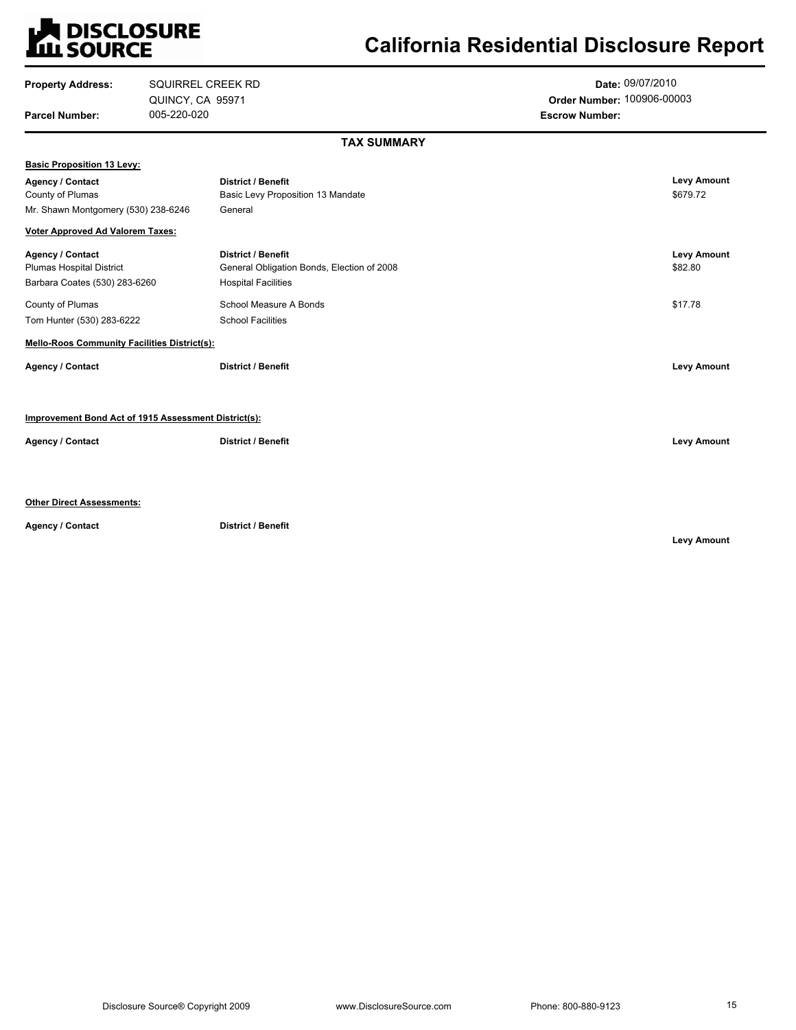# California Residential Disclosure Report

| | | | |
|---|---|---|---|
| **Property Address:** | SQUIRREL CREEK RD<br>QUINCY, CA 95971 | **Date:** | 09/07/2010 |
| | | **Order Number:** | 100906-00003 |
| **Parcel Number:** | 005-220-020 | **Escrow Number:** | |

## TAX SUMMARY

**Basic Proposition 13 Levy:**

| Agency / Contact | District / Benefit | Levy Amount |
|---|---|---|
| County of Plumas<br>Mr. Shawn Montgomery (530) 238-6246 | Basic Levy Proposition 13 Mandate<br>General | $679.72 |

**Voter Approved Ad Valorem Taxes:**

| Agency / Contact | District / Benefit | Levy Amount |
|---|---|---|
| Plumas Hospital District<br>Barbara Coates (530) 283-6260 | General Obligation Bonds, Election of 2008<br>Hospital Facilities | $82.80 |
| County of Plumas<br>Tom Hunter (530) 283-6222 | School Measure A Bonds<br>School Facilities | $17.78 |

**Mello-Roos Community Facilities District(s):**

| Agency / Contact | District / Benefit | Levy Amount |
|---|---|---|

**Improvement Bond Act of 1915 Assessment District(s):**

| Agency / Contact | District / Benefit | Levy Amount |
|---|---|---|

**Other Direct Assessments:**

| Agency / Contact | District / Benefit | Levy Amount |
|---|---|---|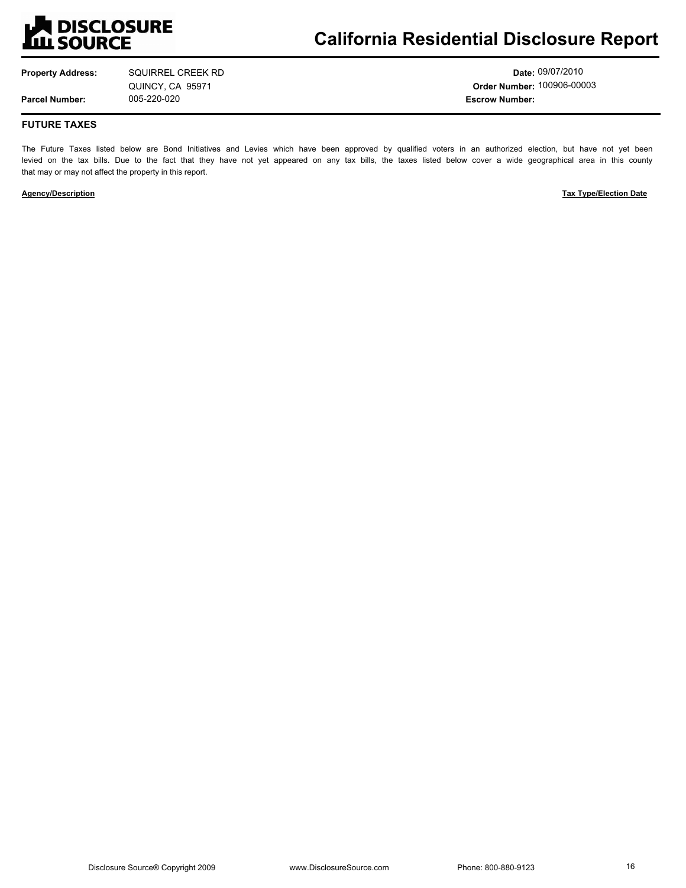# California Residential Disclosure Report

| | | | |
|---|---|---|---|
| **Property Address:** | SQUIRREL CREEK RD<br>QUINCY, CA 95971 | **Date:** | 09/07/2010 |
| | | **Order Number:** | 100906-00003 |
| **Parcel Number:** | 005-220-020 | **Escrow Number:** | |

## FUTURE TAXES

The Future Taxes listed below are Bond Initiatives and Levies which have been approved by qualified voters in an authorized election, but have not yet been levied on the tax bills. Due to the fact that they have not yet appeared on any tax bills, the taxes listed below cover a wide geographical area in this county that may or may not affect the property in this report.

| Agency/Description | Tax Type/Election Date |
|---|---|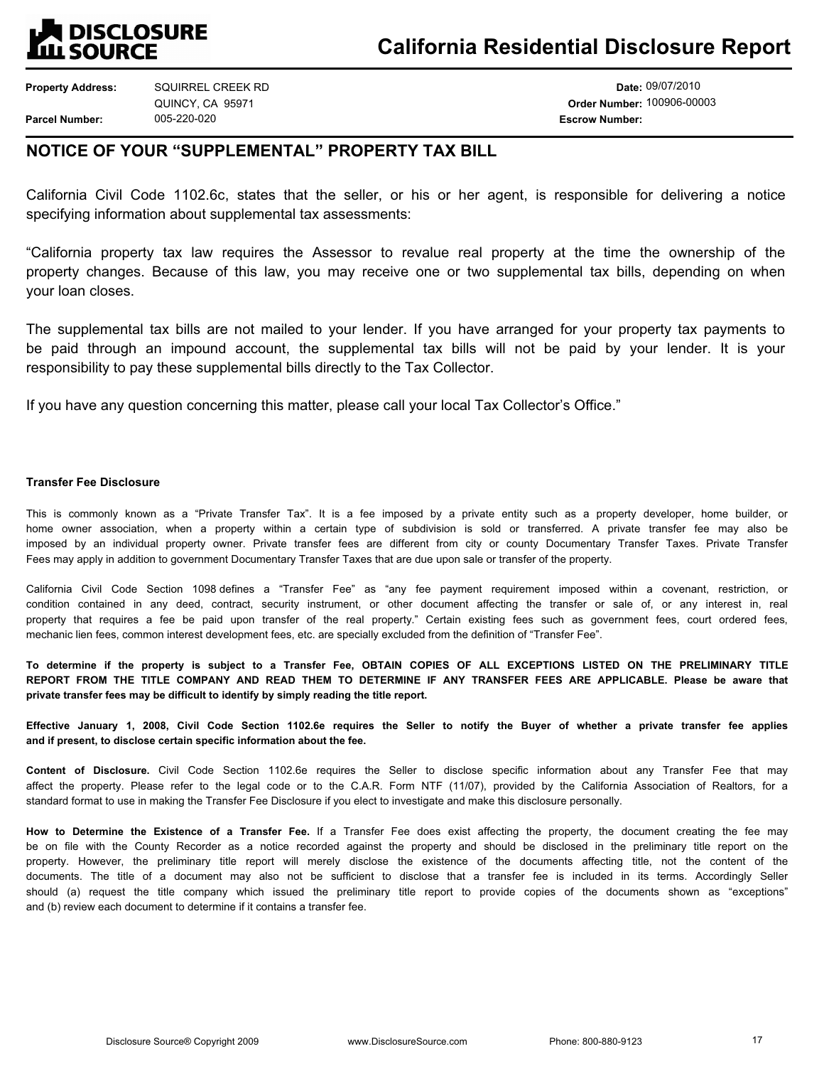# California Residential Disclosure Report

**Property Address:** SQUIRREL CREEK RD
QUINCY, CA 95971
**Parcel Number:** 005-220-020

**Date:** 09/07/2010
**Order Number:** 100906-00003
**Escrow Number:**

## NOTICE OF YOUR "SUPPLEMENTAL" PROPERTY TAX BILL

California Civil Code 1102.6c, states that the seller, or his or her agent, is responsible for delivering a notice specifying information about supplemental tax assessments:

"California property tax law requires the Assessor to revalue real property at the time the ownership of the property changes. Because of this law, you may receive one or two supplemental tax bills, depending on when your loan closes.

The supplemental tax bills are not mailed to your lender. If you have arranged for your property tax payments to be paid through an impound account, the supplemental tax bills will not be paid by your lender. It is your responsibility to pay these supplemental bills directly to the Tax Collector.

If you have any question concerning this matter, please call your local Tax Collector's Office."

**Transfer Fee Disclosure**

This is commonly known as a "Private Transfer Tax". It is a fee imposed by a private entity such as a property developer, home builder, or home owner association, when a property within a certain type of subdivision is sold or transferred. A private transfer fee may also be imposed by an individual property owner. Private transfer fees are different from city or county Documentary Transfer Taxes. Private Transfer Fees may apply in addition to government Documentary Transfer Taxes that are due upon sale or transfer of the property.

California Civil Code Section 1098 defines a "Transfer Fee" as "any fee payment requirement imposed within a covenant, restriction, or condition contained in any deed, contract, security instrument, or other document affecting the transfer or sale of, or any interest in, real property that requires a fee be paid upon transfer of the real property." Certain existing fees such as government fees, court ordered fees, mechanic lien fees, common interest development fees, etc. are specially excluded from the definition of "Transfer Fee".

**To determine if the property is subject to a Transfer Fee, OBTAIN COPIES OF ALL EXCEPTIONS LISTED ON THE PRELIMINARY TITLE REPORT FROM THE TITLE COMPANY AND READ THEM TO DETERMINE IF ANY TRANSFER FEES ARE APPLICABLE. Please be aware that private transfer fees may be difficult to identify by simply reading the title report.**

**Effective January 1, 2008, Civil Code Section 1102.6e requires the Seller to notify the Buyer of whether a private transfer fee applies and if present, to disclose certain specific information about the fee.**

**Content of Disclosure.** Civil Code Section 1102.6e requires the Seller to disclose specific information about any Transfer Fee that may affect the property. Please refer to the legal code or to the C.A.R. Form NTF (11/07), provided by the California Association of Realtors, for a standard format to use in making the Transfer Fee Disclosure if you elect to investigate and make this disclosure personally.

**How to Determine the Existence of a Transfer Fee.** If a Transfer Fee does exist affecting the property, the document creating the fee may be on file with the County Recorder as a notice recorded against the property and should be disclosed in the preliminary title report on the property. However, the preliminary title report will merely disclose the existence of the documents affecting title, not the content of the documents. The title of a document may also not be sufficient to disclose that a transfer fee is included in its terms. Accordingly Seller should (a) request the title company which issued the preliminary title report to provide copies of the documents shown as "exceptions" and (b) review each document to determine if it contains a transfer fee.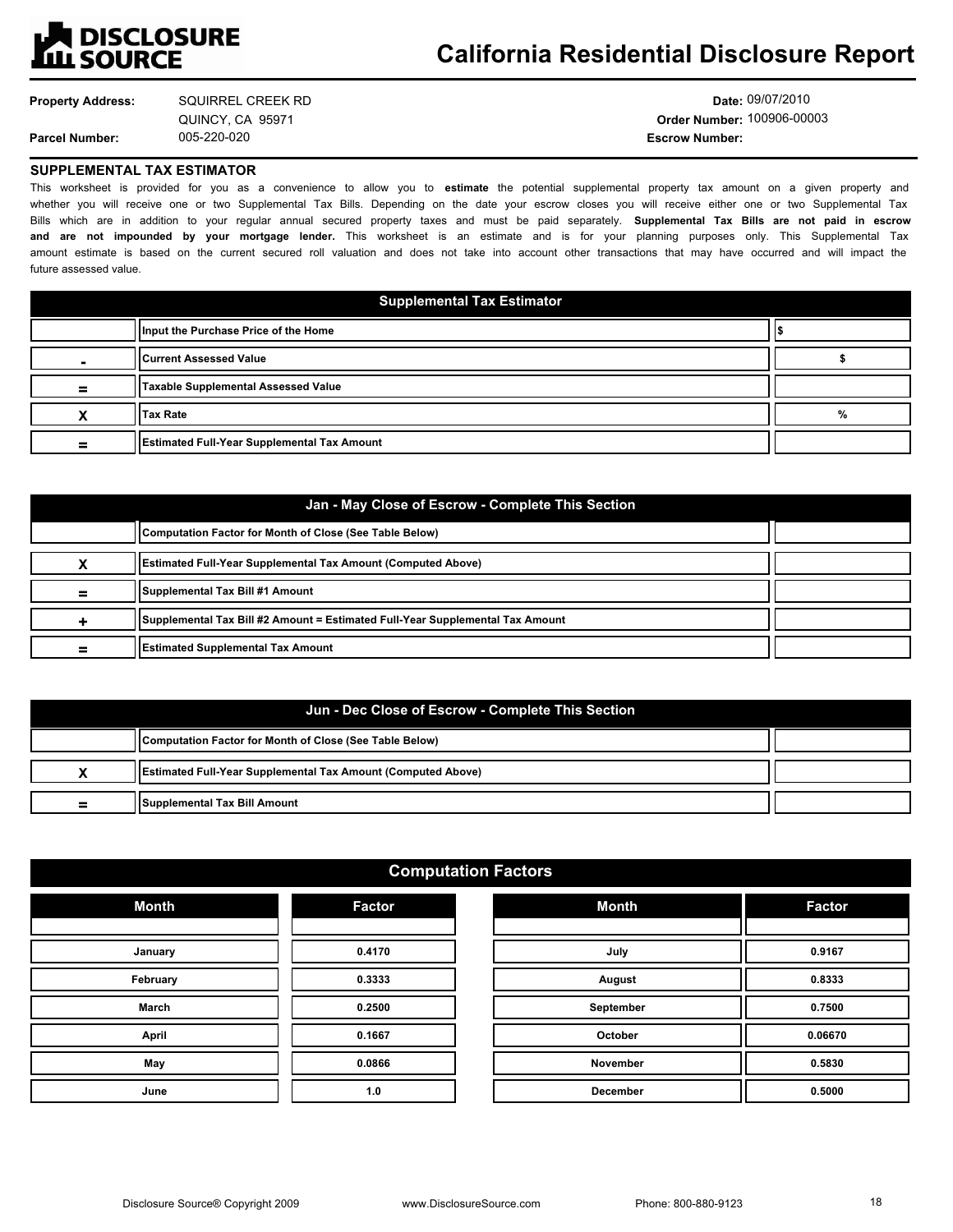# DISCLOSURE SOURCE

## California Residential Disclosure Report

**Property Address:** SQUIRREL CREEK RD
QUINCY, CA 95971
**Parcel Number:** 005-220-020

**Date:** 09/07/2010
**Order Number:** 100906-00003
**Escrow Number:**

### SUPPLEMENTAL TAX ESTIMATOR

This worksheet is provided for you as a convenience to allow you to **estimate** the potential supplemental property tax amount on a given property and whether you will receive one or two Supplemental Tax Bills. Depending on the date your escrow closes you will receive either one or two Supplemental Tax Bills which are in addition to your regular annual secured property taxes and must be paid separately. **Supplemental Tax Bills are not paid in escrow and are not impounded by your mortgage lender.** This worksheet is an estimate and is for your planning purposes only. This Supplemental Tax amount estimate is based on the current secured roll valuation and does not take into account other transactions that may have occurred and will impact the future assessed value.

| Supplemental Tax Estimator | | |
|---|---|---|
| | Input the Purchase Price of the Home | $ |
| - | Current Assessed Value | $ |
| = | Taxable Supplemental Assessed Value | |
| X | Tax Rate | % |
| = | Estimated Full-Year Supplemental Tax Amount | |

| Jan - May Close of Escrow - Complete This Section | | |
|---|---|---|
| | Computation Factor for Month of Close (See Table Below) | |
| X | Estimated Full-Year Supplemental Tax Amount (Computed Above) | |
| = | Supplemental Tax Bill #1 Amount | |
| + | Supplemental Tax Bill #2 Amount = Estimated Full-Year Supplemental Tax Amount | |
| = | Estimated Supplemental Tax Amount | |

| Jun - Dec Close of Escrow - Complete This Section | | |
|---|---|---|
| | Computation Factor for Month of Close (See Table Below) | |
| X | Estimated Full-Year Supplemental Tax Amount (Computed Above) | |
| = | Supplemental Tax Bill Amount | |

**Computation Factors**

| Month | Factor | Month | Factor |
|---|---|---|---|
| January | 0.4170 | July | 0.9167 |
| February | 0.3333 | August | 0.8333 |
| March | 0.2500 | September | 0.7500 |
| April | 0.1667 | October | 0.06670 |
| May | 0.0866 | November | 0.5830 |
| June | 1.0 | December | 0.5000 |

Disclosure Source® Copyright 2009 www.DisclosureSource.com Phone: 800-880-9123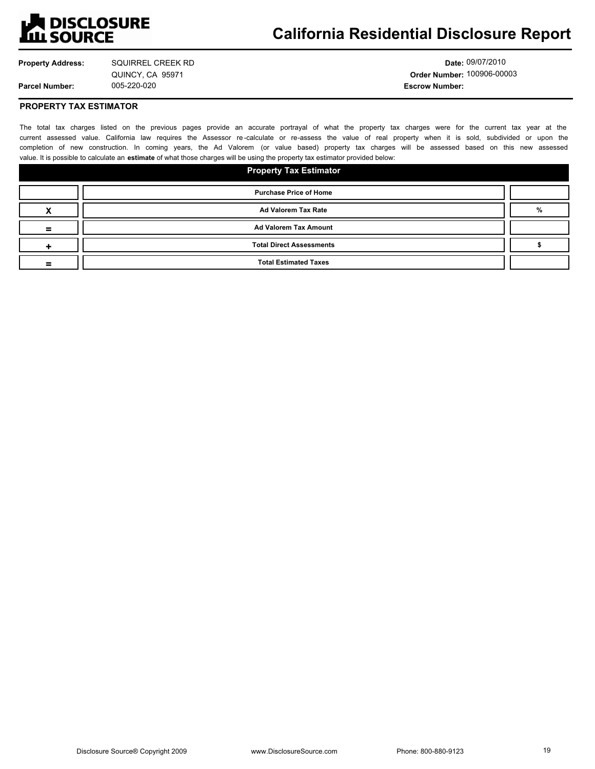# California Residential Disclosure Report

**Property Address:** SQUIRREL CREEK RD
QUINCY, CA 95971

**Parcel Number:** 005-220-020

**Date:** 09/07/2010

**Order Number:** 100906-00003

**Escrow Number:**

## PROPERTY TAX ESTIMATOR

The total tax charges listed on the previous pages provide an accurate portrayal of what the property tax charges were for the current tax year at the current assessed value. California law requires the Assessor re-calculate or re-assess the value of real property when it is sold, subdivided or upon the completion of new construction. In coming years, the Ad Valorem (or value based) property tax charges will be assessed based on this new assessed value. It is possible to calculate an **estimate** of what those charges will be using the property tax estimator provided below:

| Property Tax Estimator | | |
|---|---|---|
| | **Purchase Price of Home** | |
| X | **Ad Valorem Tax Rate** | % |
| = | **Ad Valorem Tax Amount** | |
| + | **Total Direct Assessments** | $ |
| = | **Total Estimated Taxes** | |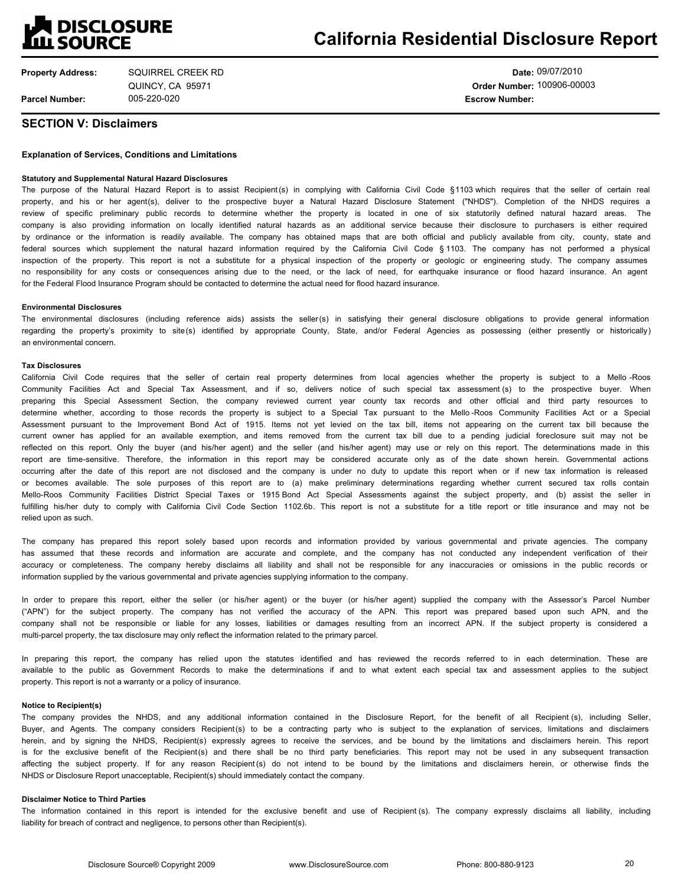# California Residential Disclosure Report

**Property Address:** SQUIRREL CREEK RD
QUINCY, CA 95971

**Parcel Number:** 005-220-020

**Date:** 09/07/2010
**Order Number:** 100906-00003
**Escrow Number:**

## SECTION V: Disclaimers

### Explanation of Services, Conditions and Limitations

**Statutory and Supplemental Natural Hazard Disclosures**

The purpose of the Natural Hazard Report is to assist Recipient(s) in complying with California Civil Code §1103 which requires that the seller of certain real property, and his or her agent(s), deliver to the prospective buyer a Natural Hazard Disclosure Statement ("NHDS"). Completion of the NHDS requires a review of specific preliminary public records to determine whether the property is located in one of six statutorily defined natural hazard areas. The company is also providing information on locally identified natural hazards as an additional service because their disclosure to purchasers is either required by ordinance or the information is readily available. The company has obtained maps that are both official and publicly available from city, county, state and federal sources which supplement the natural hazard information required by the California Civil Code §1103. The company has not performed a physical inspection of the property. This report is not a substitute for a physical inspection of the property or geologic or engineering study. The company assumes no responsibility for any costs or consequences arising due to the need, or the lack of need, for earthquake insurance or flood hazard insurance. An agent for the Federal Flood Insurance Program should be contacted to determine the actual need for flood hazard insurance.

**Environmental Disclosures**

The environmental disclosures (including reference aids) assists the seller(s) in satisfying their general disclosure obligations to provide general information regarding the property's proximity to site(s) identified by appropriate County, State, and/or Federal Agencies as possessing (either presently or historically) an environmental concern.

**Tax Disclosures**

California Civil Code requires that the seller of certain real property determines from local agencies whether the property is subject to a Mello-Roos Community Facilities Act and Special Tax Assessment, and if so, delivers notice of such special tax assessment(s) to the prospective buyer. When preparing this Special Assessment Section, the company reviewed current year county tax records and other official and third party resources to determine whether, according to those records the property is subject to a Special Tax pursuant to the Mello-Roos Community Facilities Act or a Special Assessment pursuant to the Improvement Bond Act of 1915. Items not yet levied on the tax bill, items not appearing on the current tax bill because the current owner has applied for an available exemption, and items removed from the current tax bill due to a pending judicial foreclosure suit may not be reflected on this report. Only the buyer (and his/her agent) and the seller (and his/her agent) may use or rely on this report. The determinations made in this report are time-sensitive. Therefore, the information in this report may be considered accurate only as of the date shown herein. Governmental actions occurring after the date of this report are not disclosed and the company is under no duty to update this report when or if new tax information is released or becomes available. The sole purposes of this report are to (a) make preliminary determinations regarding whether current secured tax rolls contain Mello-Roos Community Facilities District Special Taxes or 1915 Bond Act Special Assessments against the subject property, and (b) assist the seller in fulfilling his/her duty to comply with California Civil Code Section 1102.6b. This report is not a substitute for a title report or title insurance and may not be relied upon as such.

The company has prepared this report solely based upon records and information provided by various governmental and private agencies. The company has assumed that these records and information are accurate and complete, and the company has not conducted any independent verification of their accuracy or completeness. The company hereby disclaims all liability and shall not be responsible for any inaccuracies or omissions in the public records or information supplied by the various governmental and private agencies supplying information to the company.

In order to prepare this report, either the seller (or his/her agent) or the buyer (or his/her agent) supplied the company with the Assessor's Parcel Number ("APN") for the subject property. The company has not verified the accuracy of the APN. This report was prepared based upon such APN, and the company shall not be responsible or liable for any losses, liabilities or damages resulting from an incorrect APN. If the subject property is considered a multi-parcel property, the tax disclosure may only reflect the information related to the primary parcel.

In preparing this report, the company has relied upon the statutes identified and has reviewed the records referred to in each determination. These are available to the public as Government Records to make the determinations if and to what extent each special tax and assessment applies to the subject property. This report is not a warranty or a policy of insurance.

**Notice to Recipient(s)**

The company provides the NHDS, and any additional information contained in the Disclosure Report, for the benefit of all Recipient(s), including Seller, Buyer, and Agents. The company considers Recipient(s) to be a contracting party who is subject to the explanation of services, limitations and disclaimers herein, and by signing the NHDS, Recipient(s) expressly agrees to receive the services, and be bound by the limitations and disclaimers herein. This report is for the exclusive benefit of the Recipient(s) and there shall be no third party beneficiaries. This report may not be used in any subsequent transaction affecting the subject property. If for any reason Recipient(s) do not intend to be bound by the limitations and disclaimers herein, or otherwise finds the NHDS or Disclosure Report unacceptable, Recipient(s) should immediately contact the company.

**Disclaimer Notice to Third Parties**

The information contained in this report is intended for the exclusive benefit and use of Recipient(s). The company expressly disclaims all liability, including liability for breach of contract and negligence, to persons other than Recipient(s).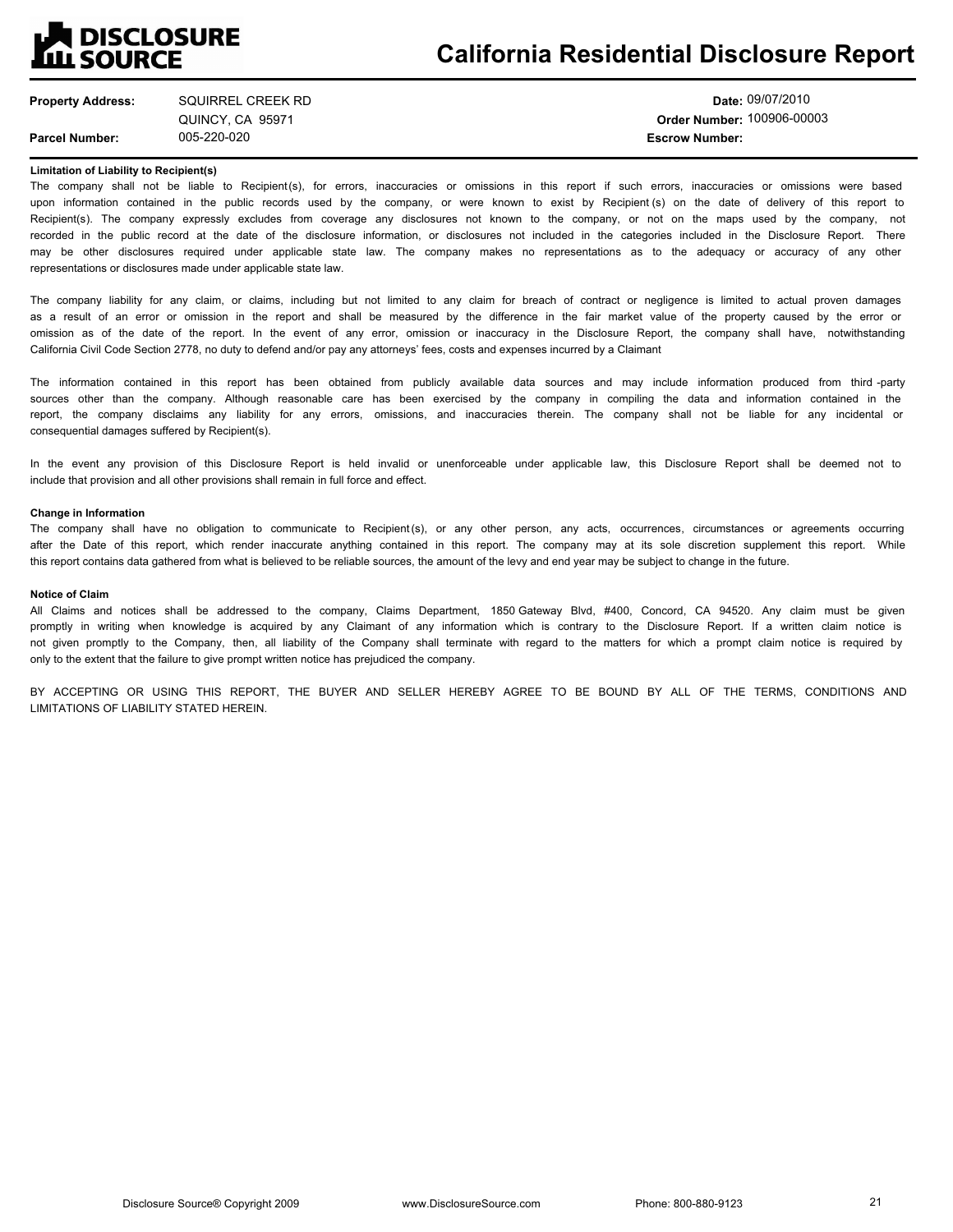# California Residential Disclosure Report

| | | | |
|---|---|---|---|
| **Property Address:** | SQUIRREL CREEK RD<br>QUINCY, CA 95971 | **Date:** | 09/07/2010 |
| | | **Order Number:** | 100906-00003 |
| **Parcel Number:** | 005-220-020 | **Escrow Number:** | |

**Limitation of Liability to Recipient(s)**

The company shall not be liable to Recipient(s), for errors, inaccuracies or omissions in this report if such errors, inaccuracies or omissions were based upon information contained in the public records used by the company, or were known to exist by Recipient (s) on the date of delivery of this report to Recipient(s). The company expressly excludes from coverage any disclosures not known to the company, or not on the maps used by the company, not recorded in the public record at the date of the disclosure information, or disclosures not included in the categories included in the Disclosure Report. There may be other disclosures required under applicable state law. The company makes no representations as to the adequacy or accuracy of any other representations or disclosures made under applicable state law.

The company liability for any claim, or claims, including but not limited to any claim for breach of contract or negligence is limited to actual proven damages as a result of an error or omission in the report and shall be measured by the difference in the fair market value of the property caused by the error or omission as of the date of the report. In the event of any error, omission or inaccuracy in the Disclosure Report, the company shall have, notwithstanding California Civil Code Section 2778, no duty to defend and/or pay any attorneys' fees, costs and expenses incurred by a Claimant

The information contained in this report has been obtained from publicly available data sources and may include information produced from third -party sources other than the company. Although reasonable care has been exercised by the company in compiling the data and information contained in the report, the company disclaims any liability for any errors, omissions, and inaccuracies therein. The company shall not be liable for any incidental or consequential damages suffered by Recipient(s).

In the event any provision of this Disclosure Report is held invalid or unenforceable under applicable law, this Disclosure Report shall be deemed not to include that provision and all other provisions shall remain in full force and effect.

**Change in Information**

The company shall have no obligation to communicate to Recipient(s), or any other person, any acts, occurrences, circumstances or agreements occurring after the Date of this report, which render inaccurate anything contained in this report. The company may at its sole discretion supplement this report. While this report contains data gathered from what is believed to be reliable sources, the amount of the levy and end year may be subject to change in the future.

**Notice of Claim**

All Claims and notices shall be addressed to the company, Claims Department, 1850 Gateway Blvd, #400, Concord, CA 94520. Any claim must be given promptly in writing when knowledge is acquired by any Claimant of any information which is contrary to the Disclosure Report. If a written claim notice is not given promptly to the Company, then, all liability of the Company shall terminate with regard to the matters for which a prompt claim notice is required by only to the extent that the failure to give prompt written notice has prejudiced the company.

BY ACCEPTING OR USING THIS REPORT, THE BUYER AND SELLER HEREBY AGREE TO BE BOUND BY ALL OF THE TERMS, CONDITIONS AND LIMITATIONS OF LIABILITY STATED HEREIN.